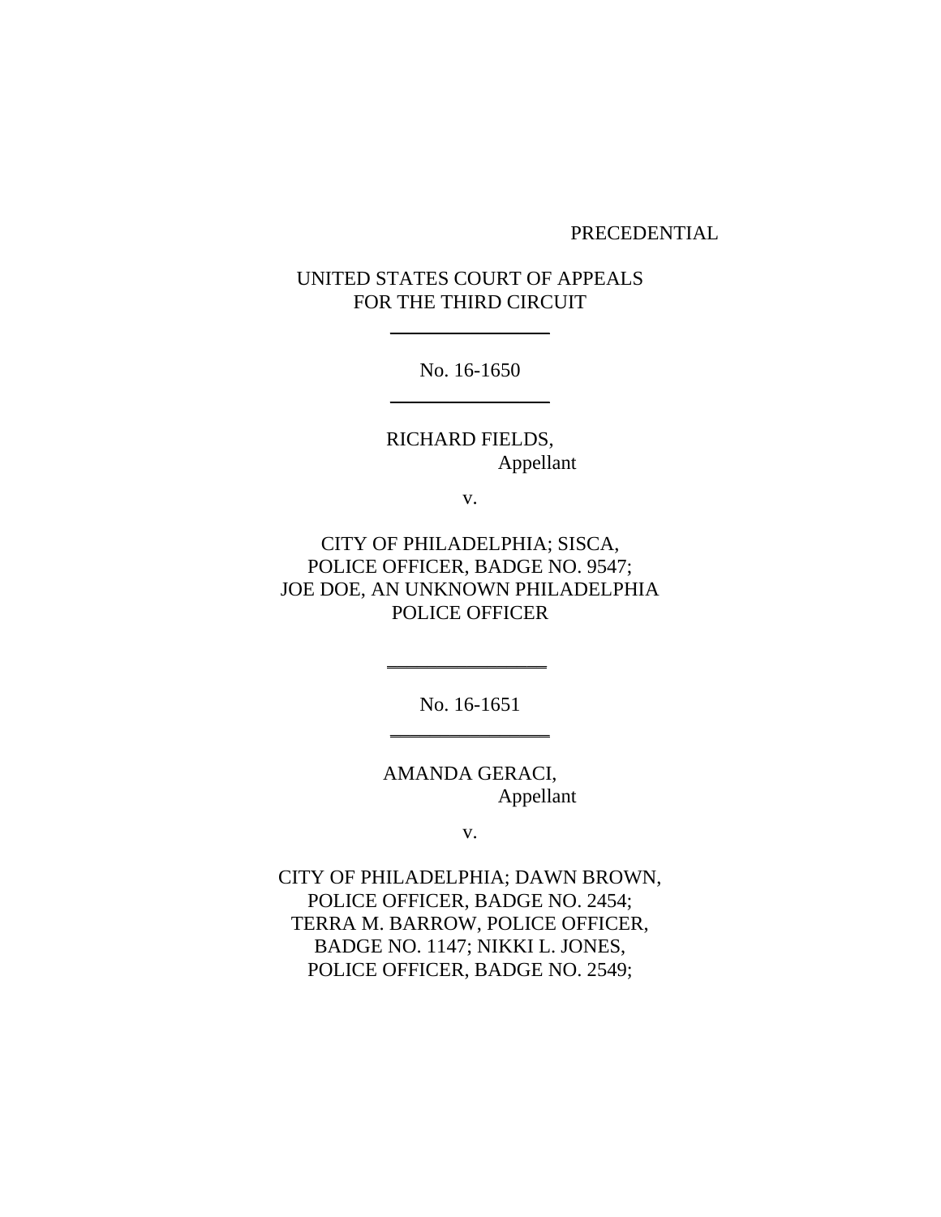PRECEDENTIAL

UNITED STATES COURT OF APPEALS
FOR THE THIRD CIRCUIT

---

No. 16-1650

---

RICHARD FIELDS,
Appellant

v.

CITY OF PHILADELPHIA; SISCA,
POLICE OFFICER, BADGE NO. 9547;
JOE DOE, AN UNKNOWN PHILADELPHIA
POLICE OFFICER

---

No. 16-1651

---

AMANDA GERACI,
Appellant

v.

CITY OF PHILADELPHIA; DAWN BROWN,
POLICE OFFICER, BADGE NO. 2454;
TERRA M. BARROW, POLICE OFFICER,
BADGE NO. 1147; NIKKI L. JONES,
POLICE OFFICER, BADGE NO. 2549;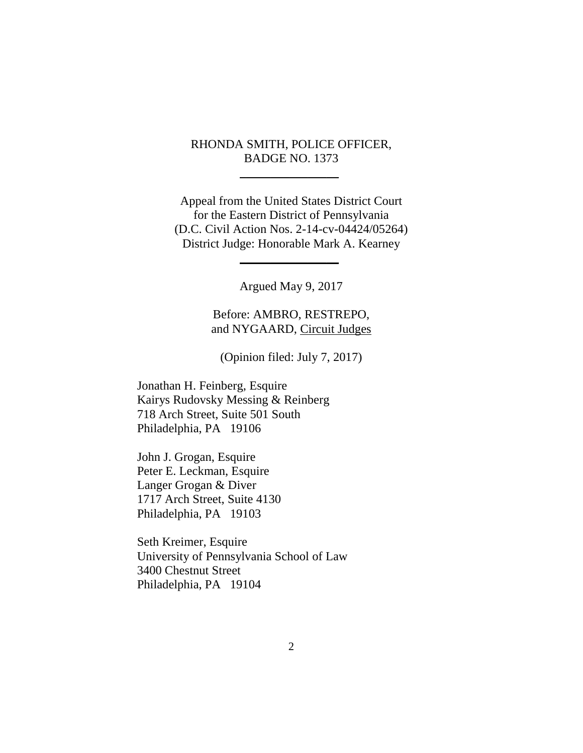RHONDA SMITH, POLICE OFFICER,
BADGE NO. 1373

---

Appeal from the United States District Court
for the Eastern District of Pennsylvania
(D.C. Civil Action Nos. 2-14-cv-04424/05264)
District Judge: Honorable Mark A. Kearney

---

Argued May 9, 2017

Before: AMBRO, RESTREPO,
and NYGAARD, Circuit Judges

(Opinion filed: July 7, 2017)

Jonathan H. Feinberg, Esquire
Kairys Rudovsky Messing & Reinberg
718 Arch Street, Suite 501 South
Philadelphia, PA 19106

John J. Grogan, Esquire
Peter E. Leckman, Esquire
Langer Grogan & Diver
1717 Arch Street, Suite 4130
Philadelphia, PA 19103

Seth Kreimer, Esquire
University of Pennsylvania School of Law
3400 Chestnut Street
Philadelphia, PA 19104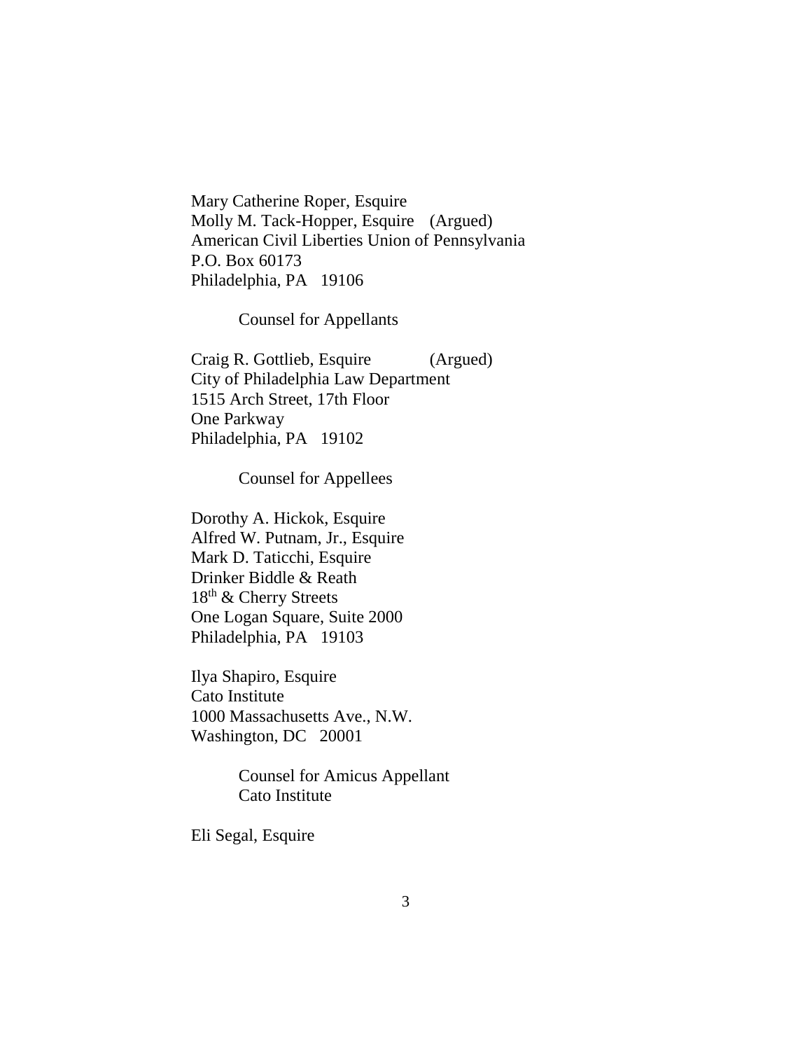Mary Catherine Roper, Esquire
Molly M. Tack-Hopper, Esquire (Argued)
American Civil Liberties Union of Pennsylvania
P.O. Box 60173
Philadelphia, PA 19106

Counsel for Appellants

Craig R. Gottlieb, Esquire (Argued)
City of Philadelphia Law Department
1515 Arch Street, 17th Floor
One Parkway
Philadelphia, PA 19102

Counsel for Appellees

Dorothy A. Hickok, Esquire
Alfred W. Putnam, Jr., Esquire
Mark D. Taticchi, Esquire
Drinker Biddle & Reath
18th & Cherry Streets
One Logan Square, Suite 2000
Philadelphia, PA 19103

Ilya Shapiro, Esquire
Cato Institute
1000 Massachusetts Ave., N.W.
Washington, DC 20001

Counsel for Amicus Appellant
Cato Institute

Eli Segal, Esquire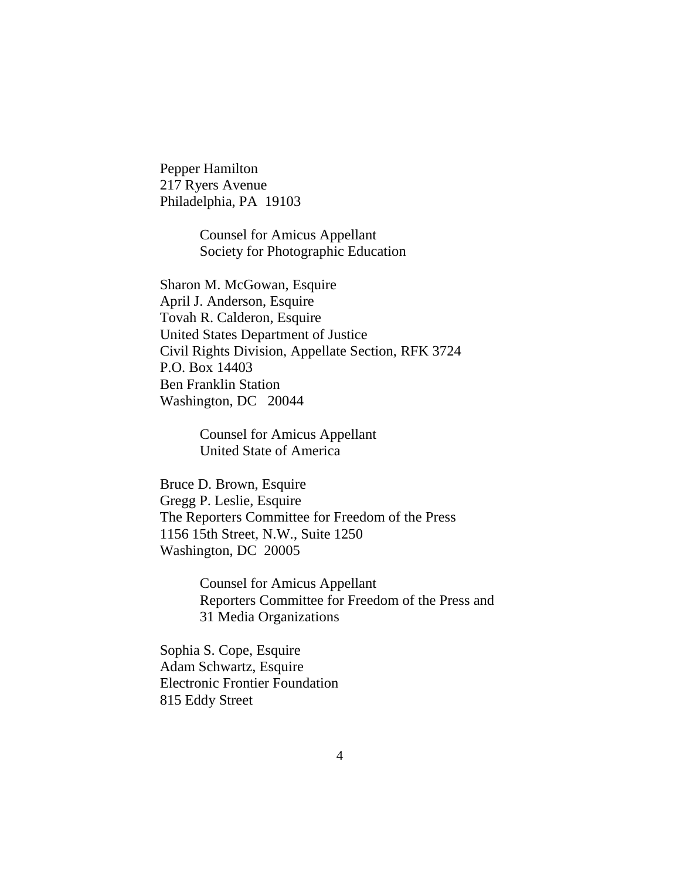Pepper Hamilton
217 Ryers Avenue
Philadelphia, PA  19103

> Counsel for Amicus Appellant
> Society for Photographic Education

Sharon M. McGowan, Esquire
April J. Anderson, Esquire
Tovah R. Calderon, Esquire
United States Department of Justice
Civil Rights Division, Appellate Section, RFK 3724
P.O. Box 14403
Ben Franklin Station
Washington, DC   20044

> Counsel for Amicus Appellant
> United State of America

Bruce D. Brown, Esquire
Gregg P. Leslie, Esquire
The Reporters Committee for Freedom of the Press
1156 15th Street, N.W., Suite 1250
Washington, DC  20005

> Counsel for Amicus Appellant
> Reporters Committee for Freedom of the Press and
> 31 Media Organizations

Sophia S. Cope, Esquire
Adam Schwartz, Esquire
Electronic Frontier Foundation
815 Eddy Street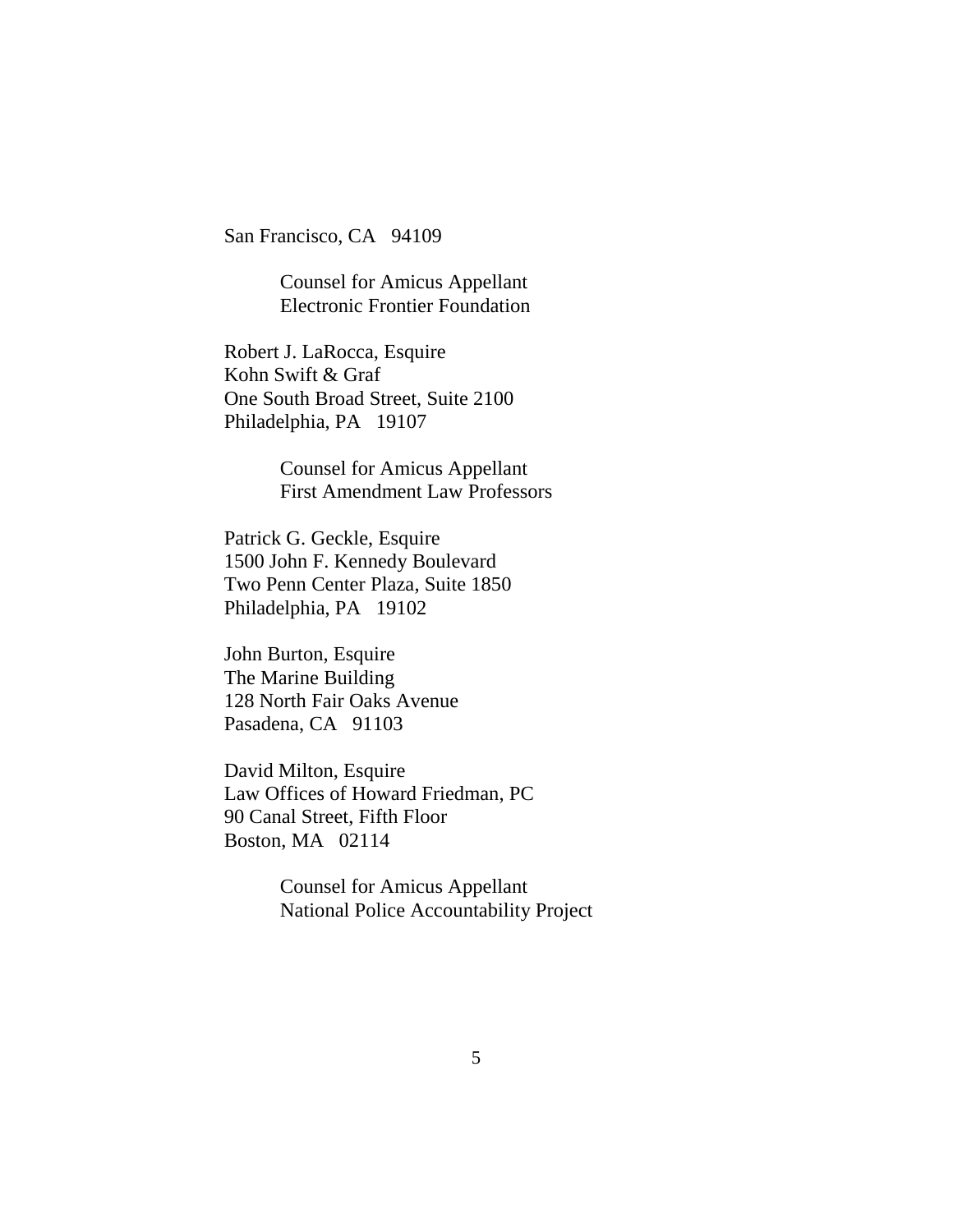San Francisco, CA 94109

> Counsel for Amicus Appellant
> Electronic Frontier Foundation

Robert J. LaRocca, Esquire
Kohn Swift & Graf
One South Broad Street, Suite 2100
Philadelphia, PA 19107

> Counsel for Amicus Appellant
> First Amendment Law Professors

Patrick G. Geckle, Esquire
1500 John F. Kennedy Boulevard
Two Penn Center Plaza, Suite 1850
Philadelphia, PA 19102

John Burton, Esquire
The Marine Building
128 North Fair Oaks Avenue
Pasadena, CA 91103

David Milton, Esquire
Law Offices of Howard Friedman, PC
90 Canal Street, Fifth Floor
Boston, MA 02114

> Counsel for Amicus Appellant
> National Police Accountability Project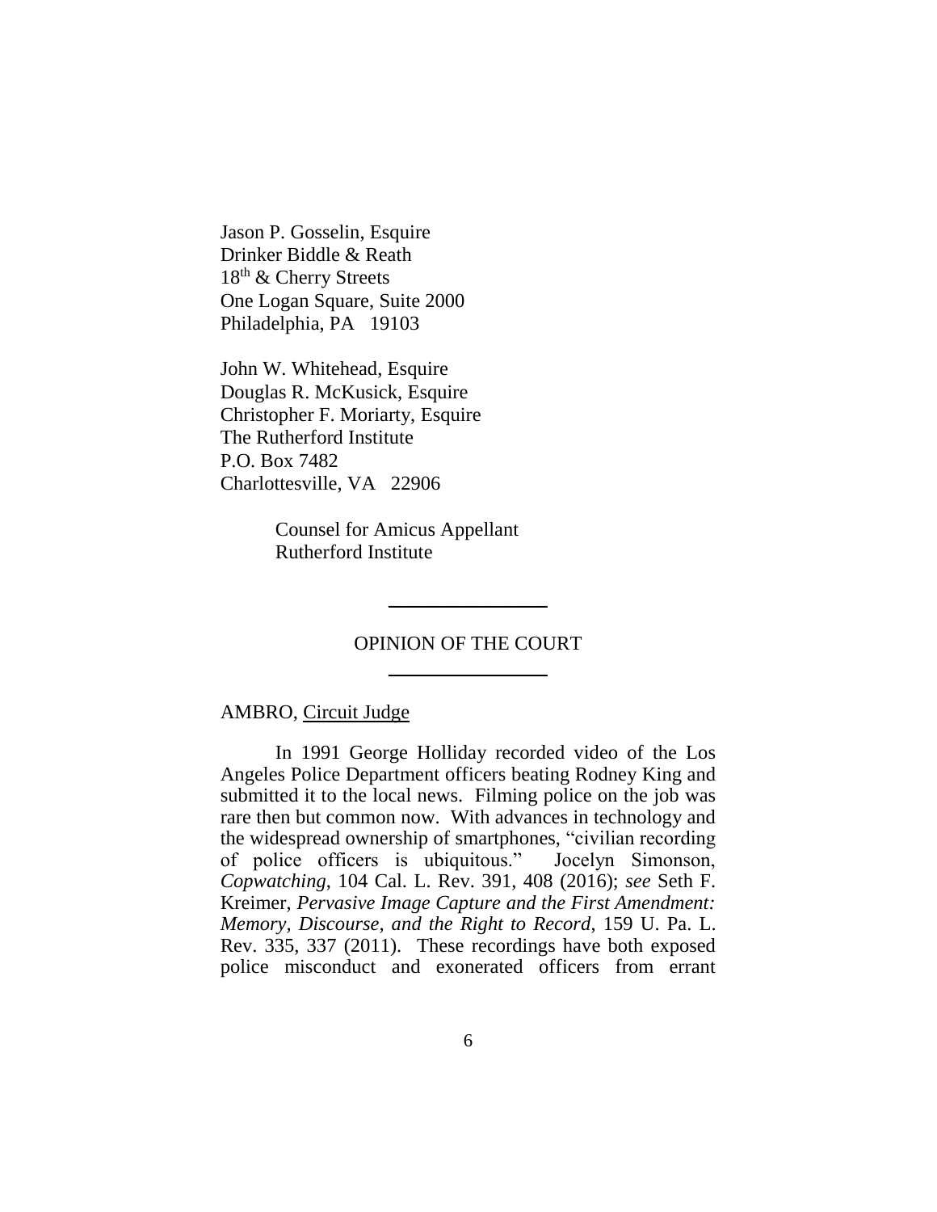Jason P. Gosselin, Esquire
Drinker Biddle & Reath
18th & Cherry Streets
One Logan Square, Suite 2000
Philadelphia, PA 19103

John W. Whitehead, Esquire
Douglas R. McKusick, Esquire
Christopher F. Moriarty, Esquire
The Rutherford Institute
P.O. Box 7482
Charlottesville, VA 22906

Counsel for Amicus Appellant
Rutherford Institute

---

OPINION OF THE COURT

---

AMBRO, Circuit Judge

In 1991 George Holliday recorded video of the Los Angeles Police Department officers beating Rodney King and submitted it to the local news. Filming police on the job was rare then but common now. With advances in technology and the widespread ownership of smartphones, "civilian recording of police officers is ubiquitous." Jocelyn Simonson, *Copwatching*, 104 Cal. L. Rev. 391, 408 (2016); *see* Seth F. Kreimer, *Pervasive Image Capture and the First Amendment: Memory, Discourse, and the Right to Record*, 159 U. Pa. L. Rev. 335, 337 (2011). These recordings have both exposed police misconduct and exonerated officers from errant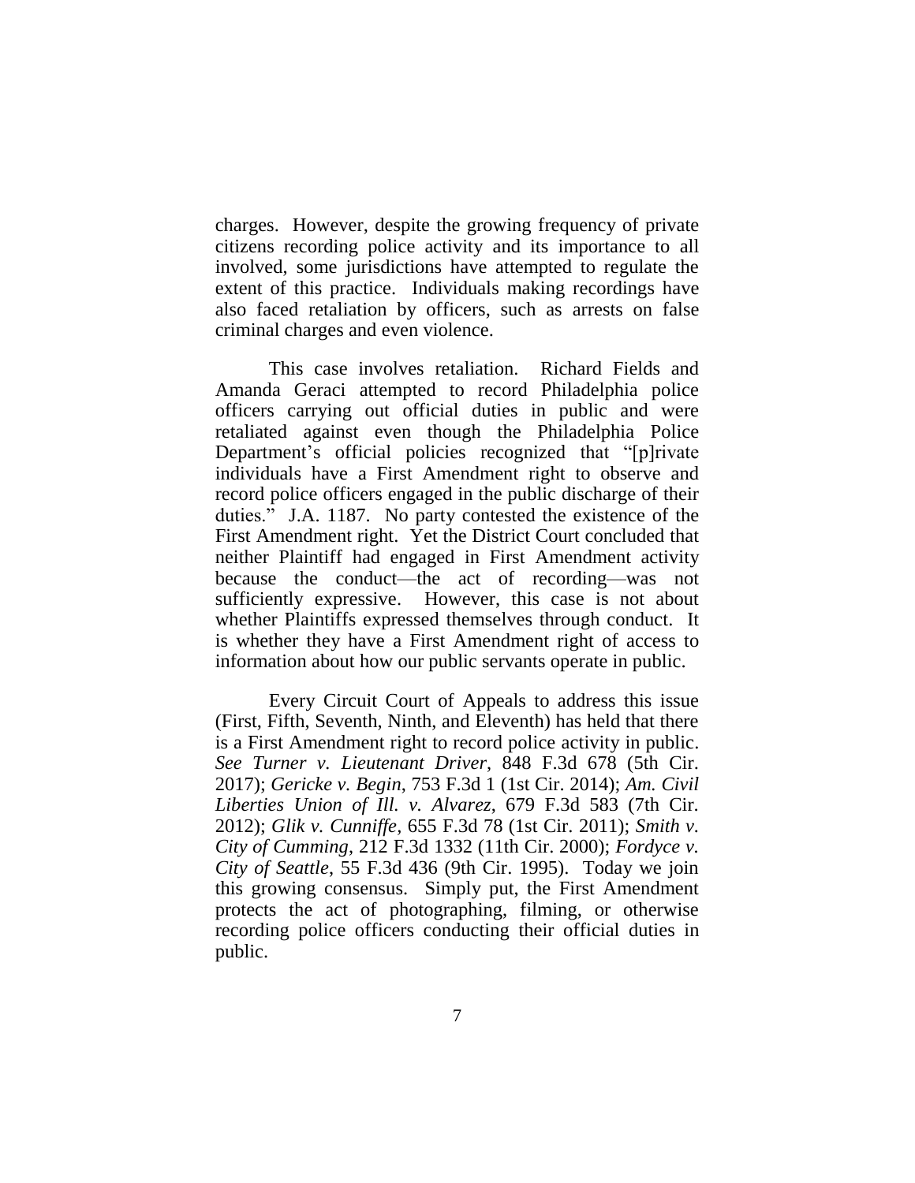charges. However, despite the growing frequency of private citizens recording police activity and its importance to all involved, some jurisdictions have attempted to regulate the extent of this practice. Individuals making recordings have also faced retaliation by officers, such as arrests on false criminal charges and even violence.

This case involves retaliation. Richard Fields and Amanda Geraci attempted to record Philadelphia police officers carrying out official duties in public and were retaliated against even though the Philadelphia Police Department's official policies recognized that "[p]rivate individuals have a First Amendment right to observe and record police officers engaged in the public discharge of their duties." J.A. 1187. No party contested the existence of the First Amendment right. Yet the District Court concluded that neither Plaintiff had engaged in First Amendment activity because the conduct—the act of recording—was not sufficiently expressive. However, this case is not about whether Plaintiffs expressed themselves through conduct. It is whether they have a First Amendment right of access to information about how our public servants operate in public.

Every Circuit Court of Appeals to address this issue (First, Fifth, Seventh, Ninth, and Eleventh) has held that there is a First Amendment right to record police activity in public. *See Turner v. Lieutenant Driver*, 848 F.3d 678 (5th Cir. 2017); *Gericke v. Begin*, 753 F.3d 1 (1st Cir. 2014); *Am. Civil Liberties Union of Ill. v. Alvarez*, 679 F.3d 583 (7th Cir. 2012); *Glik v. Cunniffe*, 655 F.3d 78 (1st Cir. 2011); *Smith v. City of Cumming*, 212 F.3d 1332 (11th Cir. 2000); *Fordyce v. City of Seattle*, 55 F.3d 436 (9th Cir. 1995). Today we join this growing consensus. Simply put, the First Amendment protects the act of photographing, filming, or otherwise recording police officers conducting their official duties in public.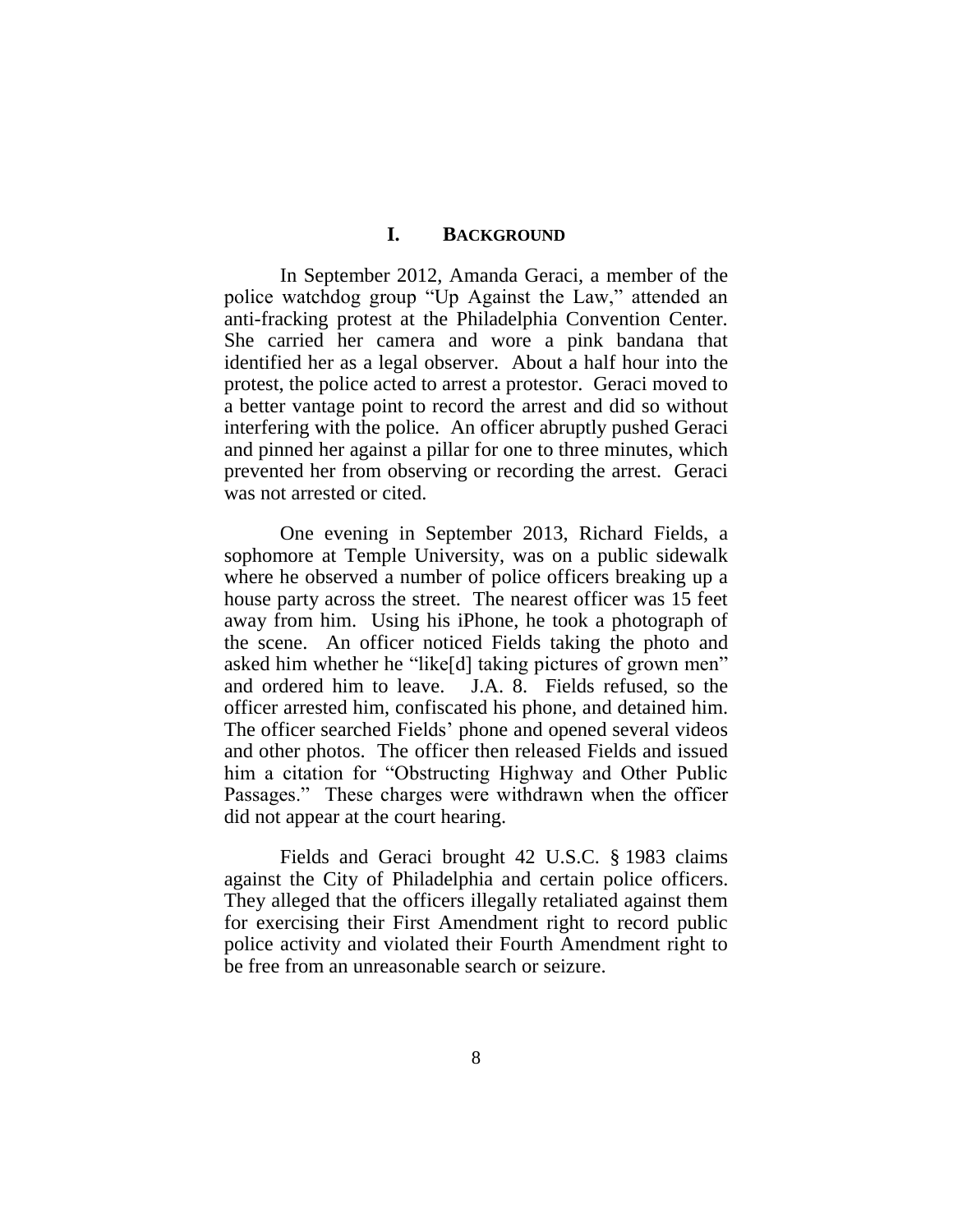## I. BACKGROUND

In September 2012, Amanda Geraci, a member of the police watchdog group "Up Against the Law," attended an anti-fracking protest at the Philadelphia Convention Center. She carried her camera and wore a pink bandana that identified her as a legal observer. About a half hour into the protest, the police acted to arrest a protestor. Geraci moved to a better vantage point to record the arrest and did so without interfering with the police. An officer abruptly pushed Geraci and pinned her against a pillar for one to three minutes, which prevented her from observing or recording the arrest. Geraci was not arrested or cited.

One evening in September 2013, Richard Fields, a sophomore at Temple University, was on a public sidewalk where he observed a number of police officers breaking up a house party across the street. The nearest officer was 15 feet away from him. Using his iPhone, he took a photograph of the scene. An officer noticed Fields taking the photo and asked him whether he "like[d] taking pictures of grown men" and ordered him to leave. J.A. 8. Fields refused, so the officer arrested him, confiscated his phone, and detained him. The officer searched Fields' phone and opened several videos and other photos. The officer then released Fields and issued him a citation for "Obstructing Highway and Other Public Passages." These charges were withdrawn when the officer did not appear at the court hearing.

Fields and Geraci brought 42 U.S.C. § 1983 claims against the City of Philadelphia and certain police officers. They alleged that the officers illegally retaliated against them for exercising their First Amendment right to record public police activity and violated their Fourth Amendment right to be free from an unreasonable search or seizure.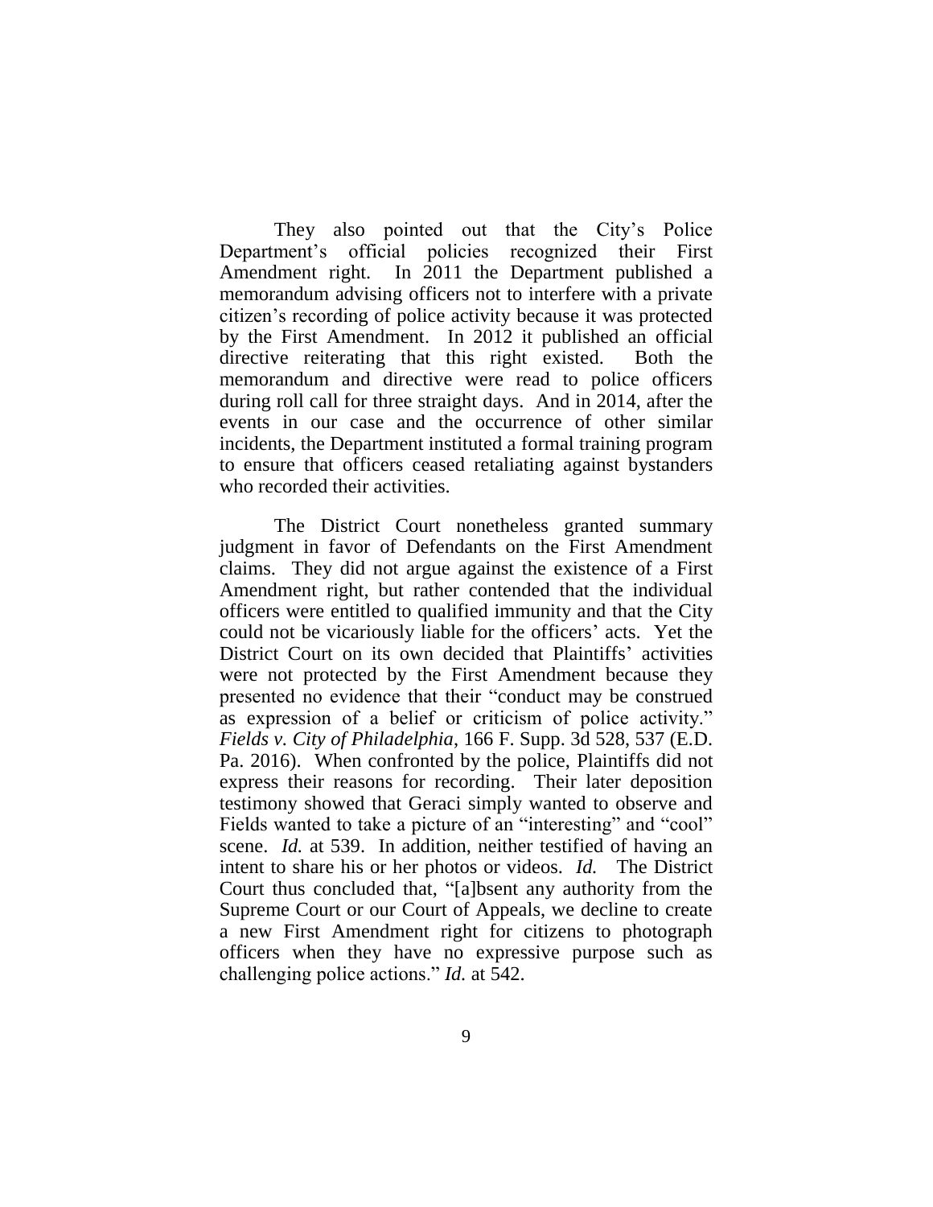They also pointed out that the City's Police Department's official policies recognized their First Amendment right. In 2011 the Department published a memorandum advising officers not to interfere with a private citizen's recording of police activity because it was protected by the First Amendment. In 2012 it published an official directive reiterating that this right existed. Both the memorandum and directive were read to police officers during roll call for three straight days. And in 2014, after the events in our case and the occurrence of other similar incidents, the Department instituted a formal training program to ensure that officers ceased retaliating against bystanders who recorded their activities.

The District Court nonetheless granted summary judgment in favor of Defendants on the First Amendment claims. They did not argue against the existence of a First Amendment right, but rather contended that the individual officers were entitled to qualified immunity and that the City could not be vicariously liable for the officers' acts. Yet the District Court on its own decided that Plaintiffs' activities were not protected by the First Amendment because they presented no evidence that their "conduct may be construed as expression of a belief or criticism of police activity." *Fields v. City of Philadelphia*, 166 F. Supp. 3d 528, 537 (E.D. Pa. 2016). When confronted by the police, Plaintiffs did not express their reasons for recording. Their later deposition testimony showed that Geraci simply wanted to observe and Fields wanted to take a picture of an "interesting" and "cool" scene. *Id.* at 539. In addition, neither testified of having an intent to share his or her photos or videos. *Id.* The District Court thus concluded that, "[a]bsent any authority from the Supreme Court or our Court of Appeals, we decline to create a new First Amendment right for citizens to photograph officers when they have no expressive purpose such as challenging police actions." *Id.* at 542.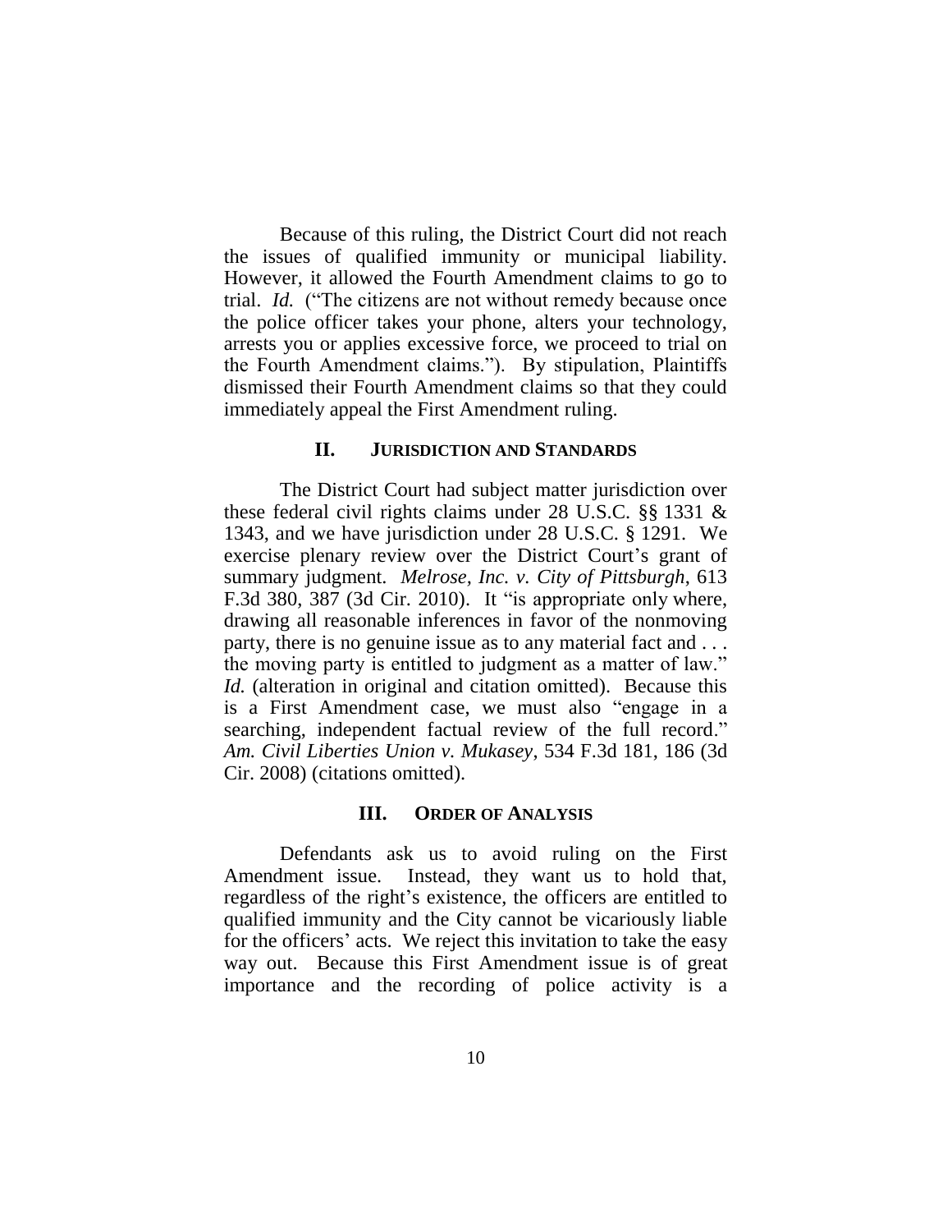Because of this ruling, the District Court did not reach the issues of qualified immunity or municipal liability. However, it allowed the Fourth Amendment claims to go to trial. *Id.* ("The citizens are not without remedy because once the police officer takes your phone, alters your technology, arrests you or applies excessive force, we proceed to trial on the Fourth Amendment claims."). By stipulation, Plaintiffs dismissed their Fourth Amendment claims so that they could immediately appeal the First Amendment ruling.

## II. JURISDICTION AND STANDARDS

The District Court had subject matter jurisdiction over these federal civil rights claims under 28 U.S.C. §§ 1331 & 1343, and we have jurisdiction under 28 U.S.C. § 1291. We exercise plenary review over the District Court's grant of summary judgment. *Melrose, Inc. v. City of Pittsburgh*, 613 F.3d 380, 387 (3d Cir. 2010). It "is appropriate only where, drawing all reasonable inferences in favor of the nonmoving party, there is no genuine issue as to any material fact and . . . the moving party is entitled to judgment as a matter of law." *Id.* (alteration in original and citation omitted). Because this is a First Amendment case, we must also "engage in a searching, independent factual review of the full record." *Am. Civil Liberties Union v. Mukasey*, 534 F.3d 181, 186 (3d Cir. 2008) (citations omitted).

## III. ORDER OF ANALYSIS

Defendants ask us to avoid ruling on the First Amendment issue. Instead, they want us to hold that, regardless of the right's existence, the officers are entitled to qualified immunity and the City cannot be vicariously liable for the officers' acts. We reject this invitation to take the easy way out. Because this First Amendment issue is of great importance and the recording of police activity is a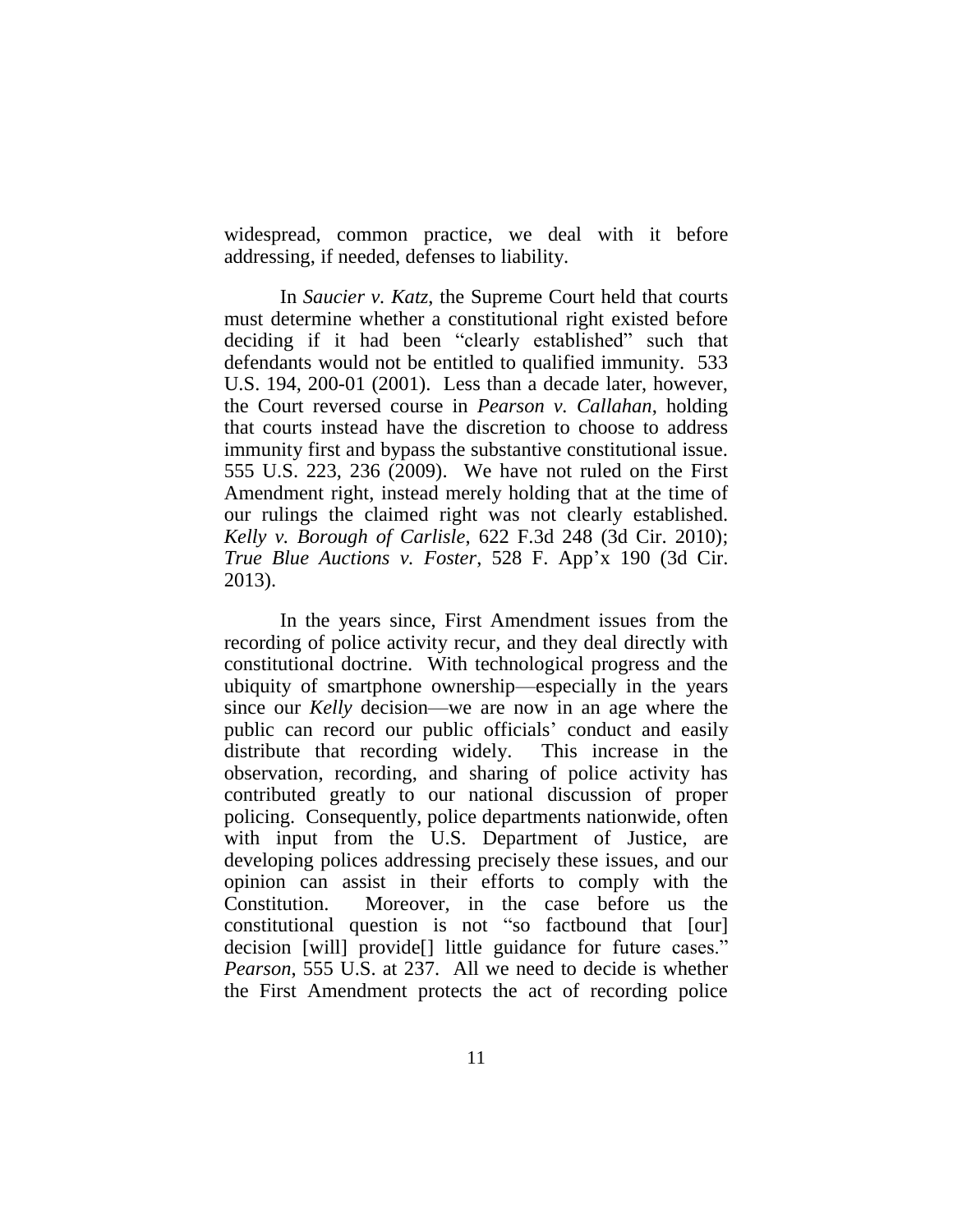widespread, common practice, we deal with it before addressing, if needed, defenses to liability.

In *Saucier v. Katz*, the Supreme Court held that courts must determine whether a constitutional right existed before deciding if it had been "clearly established" such that defendants would not be entitled to qualified immunity. 533 U.S. 194, 200-01 (2001). Less than a decade later, however, the Court reversed course in *Pearson v. Callahan*, holding that courts instead have the discretion to choose to address immunity first and bypass the substantive constitutional issue. 555 U.S. 223, 236 (2009). We have not ruled on the First Amendment right, instead merely holding that at the time of our rulings the claimed right was not clearly established. *Kelly v. Borough of Carlisle*, 622 F.3d 248 (3d Cir. 2010); *True Blue Auctions v. Foster*, 528 F. App'x 190 (3d Cir. 2013).

In the years since, First Amendment issues from the recording of police activity recur, and they deal directly with constitutional doctrine. With technological progress and the ubiquity of smartphone ownership—especially in the years since our *Kelly* decision—we are now in an age where the public can record our public officials' conduct and easily distribute that recording widely. This increase in the observation, recording, and sharing of police activity has contributed greatly to our national discussion of proper policing. Consequently, police departments nationwide, often with input from the U.S. Department of Justice, are developing polices addressing precisely these issues, and our opinion can assist in their efforts to comply with the Constitution. Moreover, in the case before us the constitutional question is not "so factbound that [our] decision [will] provide[] little guidance for future cases." *Pearson*, 555 U.S. at 237. All we need to decide is whether the First Amendment protects the act of recording police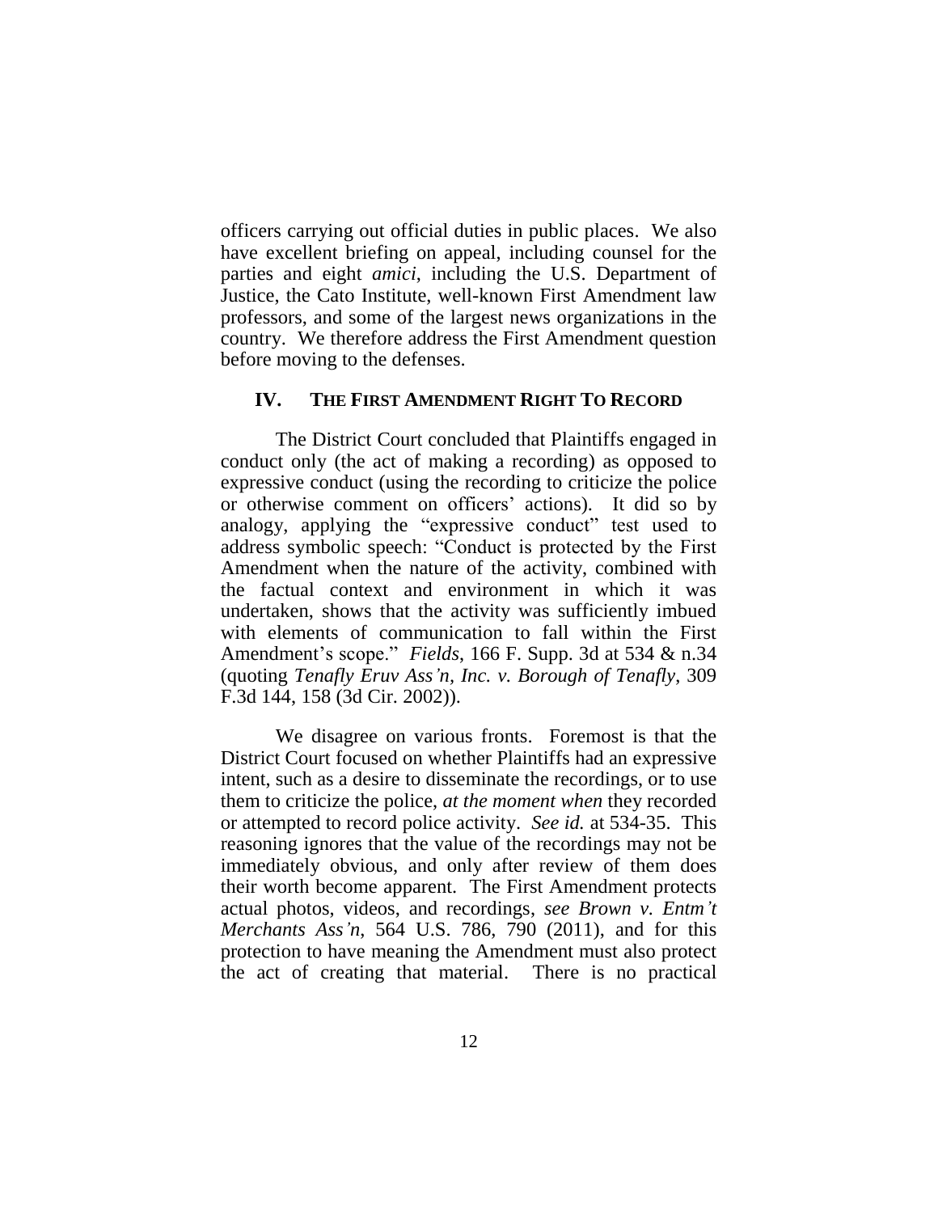officers carrying out official duties in public places. We also have excellent briefing on appeal, including counsel for the parties and eight *amici*, including the U.S. Department of Justice, the Cato Institute, well-known First Amendment law professors, and some of the largest news organizations in the country. We therefore address the First Amendment question before moving to the defenses.

## IV. THE FIRST AMENDMENT RIGHT TO RECORD

The District Court concluded that Plaintiffs engaged in conduct only (the act of making a recording) as opposed to expressive conduct (using the recording to criticize the police or otherwise comment on officers' actions). It did so by analogy, applying the "expressive conduct" test used to address symbolic speech: "Conduct is protected by the First Amendment when the nature of the activity, combined with the factual context and environment in which it was undertaken, shows that the activity was sufficiently imbued with elements of communication to fall within the First Amendment's scope." *Fields*, 166 F. Supp. 3d at 534 & n.34 (quoting *Tenafly Eruv Ass'n, Inc. v. Borough of Tenafly*, 309 F.3d 144, 158 (3d Cir. 2002)).

We disagree on various fronts. Foremost is that the District Court focused on whether Plaintiffs had an expressive intent, such as a desire to disseminate the recordings, or to use them to criticize the police, *at the moment when* they recorded or attempted to record police activity. *See id.* at 534-35. This reasoning ignores that the value of the recordings may not be immediately obvious, and only after review of them does their worth become apparent. The First Amendment protects actual photos, videos, and recordings, *see Brown v. Entm't Merchants Ass'n*, 564 U.S. 786, 790 (2011), and for this protection to have meaning the Amendment must also protect the act of creating that material. There is no practical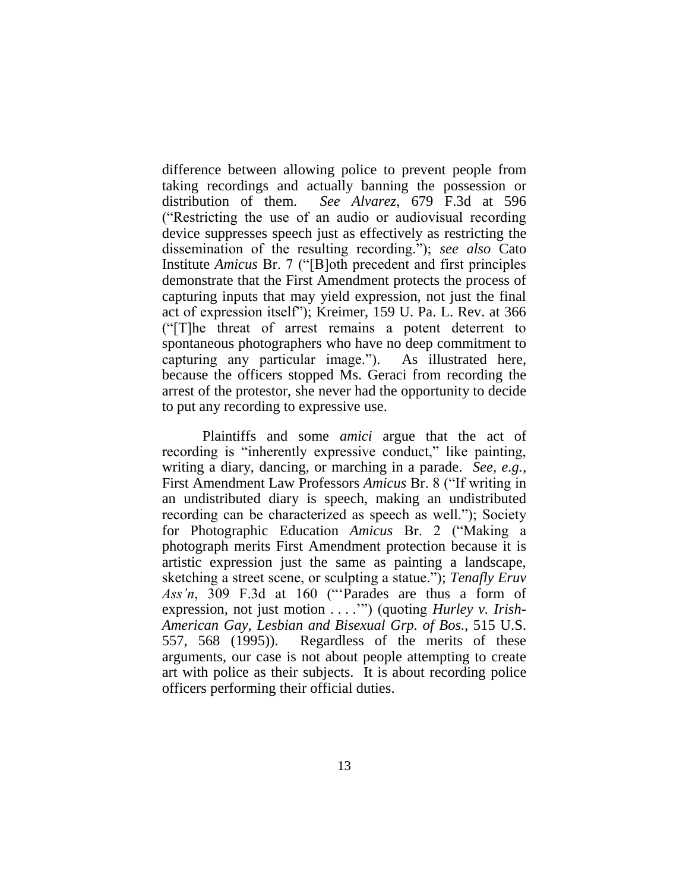difference between allowing police to prevent people from taking recordings and actually banning the possession or distribution of them. *See Alvarez*, 679 F.3d at 596 ("Restricting the use of an audio or audiovisual recording device suppresses speech just as effectively as restricting the dissemination of the resulting recording."); *see also* Cato Institute *Amicus* Br. 7 ("[B]oth precedent and first principles demonstrate that the First Amendment protects the process of capturing inputs that may yield expression, not just the final act of expression itself"); Kreimer, 159 U. Pa. L. Rev. at 366 ("[T]he threat of arrest remains a potent deterrent to spontaneous photographers who have no deep commitment to capturing any particular image."). As illustrated here, because the officers stopped Ms. Geraci from recording the arrest of the protestor, she never had the opportunity to decide to put any recording to expressive use.

Plaintiffs and some *amici* argue that the act of recording is "inherently expressive conduct," like painting, writing a diary, dancing, or marching in a parade. *See, e.g.*, First Amendment Law Professors *Amicus* Br. 8 ("If writing in an undistributed diary is speech, making an undistributed recording can be characterized as speech as well."); Society for Photographic Education *Amicus* Br. 2 ("Making a photograph merits First Amendment protection because it is artistic expression just the same as painting a landscape, sketching a street scene, or sculpting a statue."); *Tenafly Eruv Ass'n*, 309 F.3d at 160 ("'Parades are thus a form of expression, not just motion . . . .'") (quoting *Hurley v. Irish-American Gay, Lesbian and Bisexual Grp. of Bos.*, 515 U.S. 557, 568 (1995)). Regardless of the merits of these arguments, our case is not about people attempting to create art with police as their subjects. It is about recording police officers performing their official duties.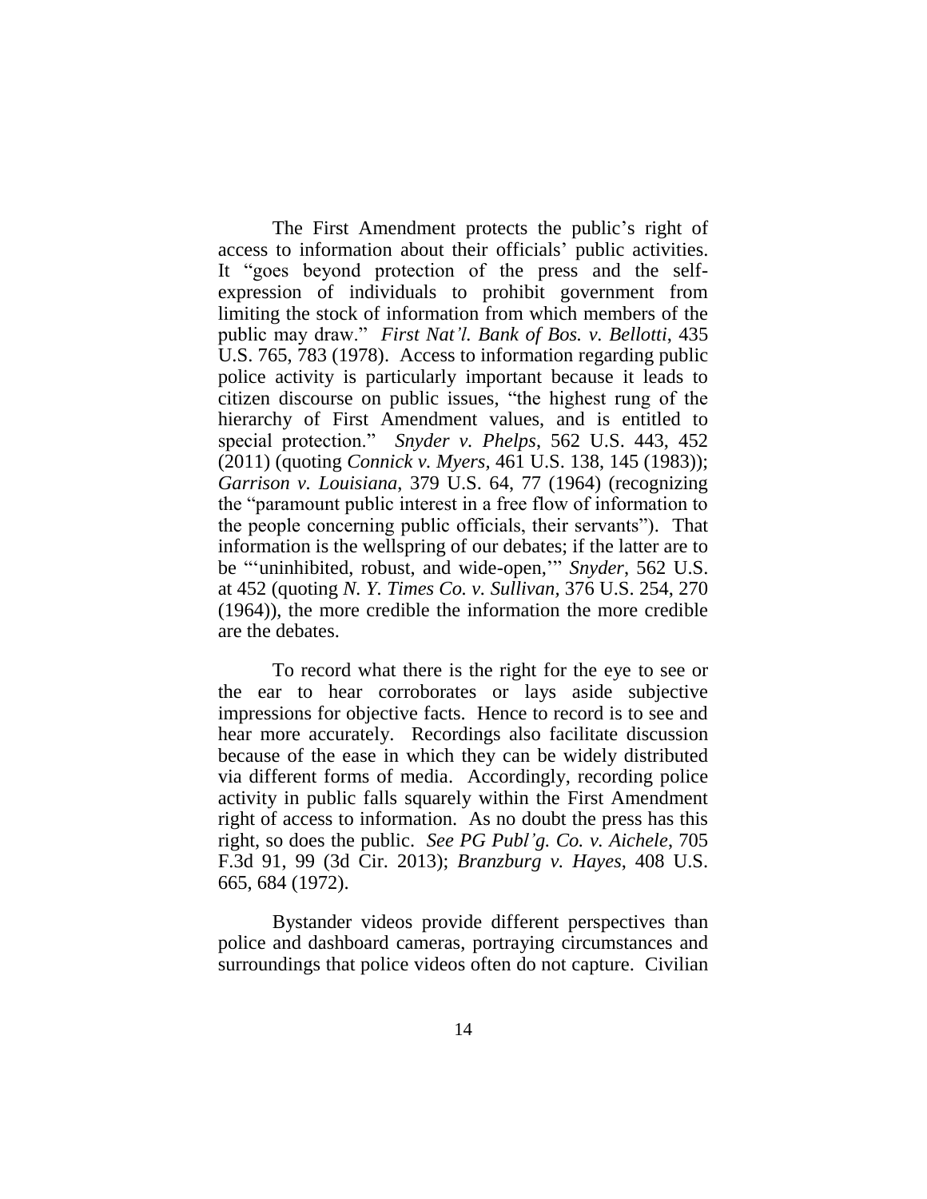The First Amendment protects the public's right of access to information about their officials' public activities. It "goes beyond protection of the press and the self-expression of individuals to prohibit government from limiting the stock of information from which members of the public may draw." *First Nat'l. Bank of Bos. v. Bellotti*, 435 U.S. 765, 783 (1978). Access to information regarding public police activity is particularly important because it leads to citizen discourse on public issues, "the highest rung of the hierarchy of First Amendment values, and is entitled to special protection." *Snyder v. Phelps*, 562 U.S. 443, 452 (2011) (quoting *Connick v. Myers*, 461 U.S. 138, 145 (1983)); *Garrison v. Louisiana*, 379 U.S. 64, 77 (1964) (recognizing the "paramount public interest in a free flow of information to the people concerning public officials, their servants"). That information is the wellspring of our debates; if the latter are to be "'uninhibited, robust, and wide-open,'" *Snyder*, 562 U.S. at 452 (quoting *N. Y. Times Co. v. Sullivan*, 376 U.S. 254, 270 (1964)), the more credible the information the more credible are the debates.

To record what there is the right for the eye to see or the ear to hear corroborates or lays aside subjective impressions for objective facts. Hence to record is to see and hear more accurately. Recordings also facilitate discussion because of the ease in which they can be widely distributed via different forms of media. Accordingly, recording police activity in public falls squarely within the First Amendment right of access to information. As no doubt the press has this right, so does the public. *See PG Publ'g. Co. v. Aichele*, 705 F.3d 91, 99 (3d Cir. 2013); *Branzburg v. Hayes*, 408 U.S. 665, 684 (1972).

Bystander videos provide different perspectives than police and dashboard cameras, portraying circumstances and surroundings that police videos often do not capture. Civilian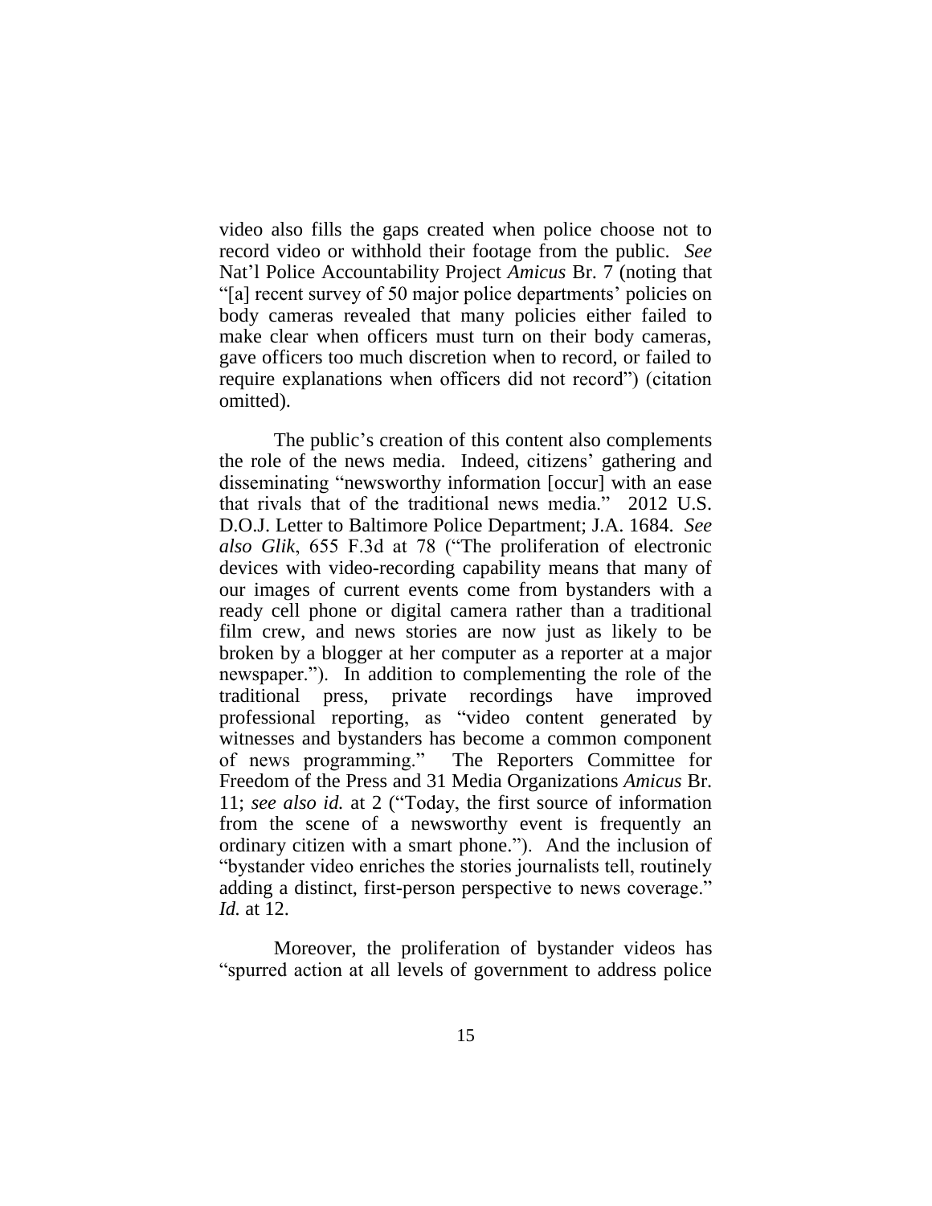video also fills the gaps created when police choose not to record video or withhold their footage from the public. *See* Nat'l Police Accountability Project *Amicus* Br. 7 (noting that "[a] recent survey of 50 major police departments' policies on body cameras revealed that many policies either failed to make clear when officers must turn on their body cameras, gave officers too much discretion when to record, or failed to require explanations when officers did not record") (citation omitted).

The public's creation of this content also complements the role of the news media. Indeed, citizens' gathering and disseminating "newsworthy information [occur] with an ease that rivals that of the traditional news media." 2012 U.S. D.O.J. Letter to Baltimore Police Department; J.A. 1684. *See also Glik*, 655 F.3d at 78 ("The proliferation of electronic devices with video-recording capability means that many of our images of current events come from bystanders with a ready cell phone or digital camera rather than a traditional film crew, and news stories are now just as likely to be broken by a blogger at her computer as a reporter at a major newspaper."). In addition to complementing the role of the traditional press, private recordings have improved professional reporting, as "video content generated by witnesses and bystanders has become a common component of news programming." The Reporters Committee for Freedom of the Press and 31 Media Organizations *Amicus* Br. 11; *see also id.* at 2 ("Today, the first source of information from the scene of a newsworthy event is frequently an ordinary citizen with a smart phone."). And the inclusion of "bystander video enriches the stories journalists tell, routinely adding a distinct, first-person perspective to news coverage." *Id.* at 12.

Moreover, the proliferation of bystander videos has "spurred action at all levels of government to address police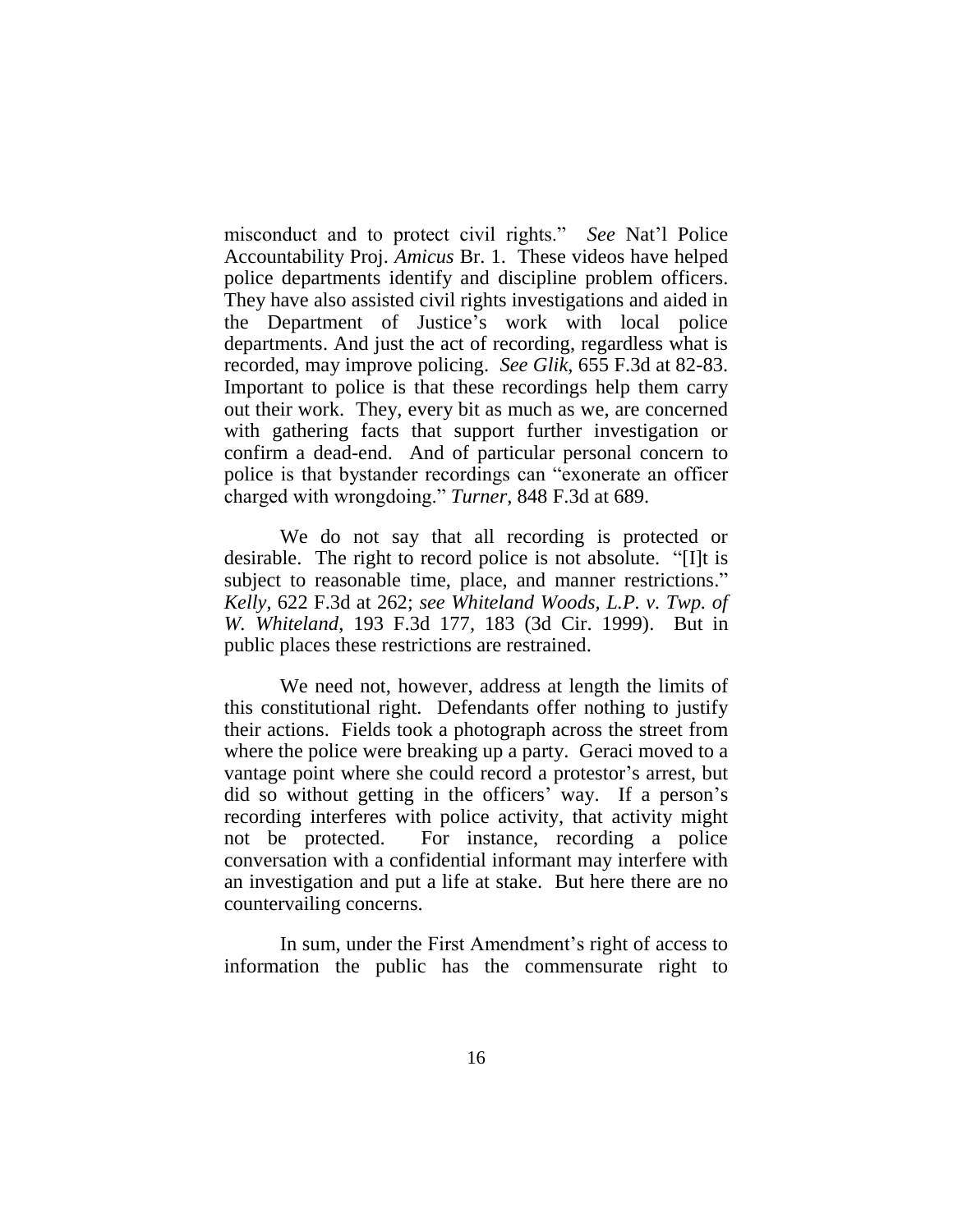misconduct and to protect civil rights." *See* Nat'l Police Accountability Proj. *Amicus* Br. 1. These videos have helped police departments identify and discipline problem officers. They have also assisted civil rights investigations and aided in the Department of Justice's work with local police departments. And just the act of recording, regardless what is recorded, may improve policing. *See Glik*, 655 F.3d at 82-83. Important to police is that these recordings help them carry out their work. They, every bit as much as we, are concerned with gathering facts that support further investigation or confirm a dead-end. And of particular personal concern to police is that bystander recordings can "exonerate an officer charged with wrongdoing." *Turner*, 848 F.3d at 689.

We do not say that all recording is protected or desirable. The right to record police is not absolute. "[I]t is subject to reasonable time, place, and manner restrictions." *Kelly*, 622 F.3d at 262; *see Whiteland Woods, L.P. v. Twp. of W. Whiteland*, 193 F.3d 177, 183 (3d Cir. 1999). But in public places these restrictions are restrained.

We need not, however, address at length the limits of this constitutional right. Defendants offer nothing to justify their actions. Fields took a photograph across the street from where the police were breaking up a party. Geraci moved to a vantage point where she could record a protestor's arrest, but did so without getting in the officers' way. If a person's recording interferes with police activity, that activity might not be protected. For instance, recording a police conversation with a confidential informant may interfere with an investigation and put a life at stake. But here there are no countervailing concerns.

In sum, under the First Amendment's right of access to information the public has the commensurate right to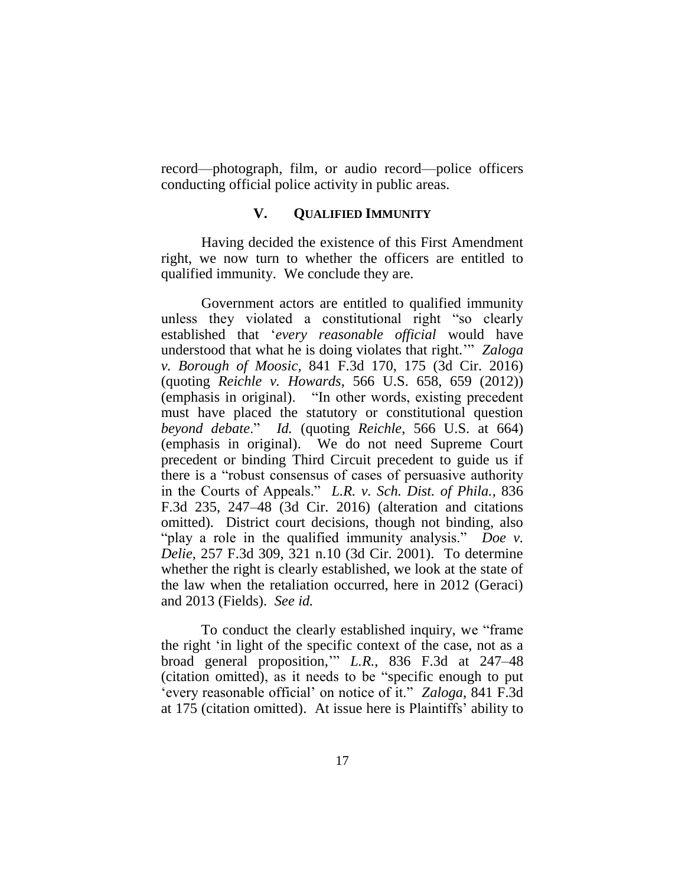record—photograph, film, or audio record—police officers conducting official police activity in public areas.

## V. QUALIFIED IMMUNITY

Having decided the existence of this First Amendment right, we now turn to whether the officers are entitled to qualified immunity. We conclude they are.

Government actors are entitled to qualified immunity unless they violated a constitutional right "so clearly established that '*every reasonable official* would have understood that what he is doing violates that right.'" *Zaloga v. Borough of Moosic*, 841 F.3d 170, 175 (3d Cir. 2016) (quoting *Reichle v. Howards*, 566 U.S. 658, 659 (2012)) (emphasis in original). "In other words, existing precedent must have placed the statutory or constitutional question *beyond debate*." *Id.* (quoting *Reichle*, 566 U.S. at 664) (emphasis in original). We do not need Supreme Court precedent or binding Third Circuit precedent to guide us if there is a "robust consensus of cases of persuasive authority in the Courts of Appeals." *L.R. v. Sch. Dist. of Phila.*, 836 F.3d 235, 247–48 (3d Cir. 2016) (alteration and citations omitted). District court decisions, though not binding, also "play a role in the qualified immunity analysis." *Doe v. Delie*, 257 F.3d 309, 321 n.10 (3d Cir. 2001). To determine whether the right is clearly established, we look at the state of the law when the retaliation occurred, here in 2012 (Geraci) and 2013 (Fields). *See id.*

To conduct the clearly established inquiry, we "frame the right 'in light of the specific context of the case, not as a broad general proposition,'" *L.R.*, 836 F.3d at 247–48 (citation omitted), as it needs to be "specific enough to put 'every reasonable official' on notice of it." *Zaloga*, 841 F.3d at 175 (citation omitted). At issue here is Plaintiffs' ability to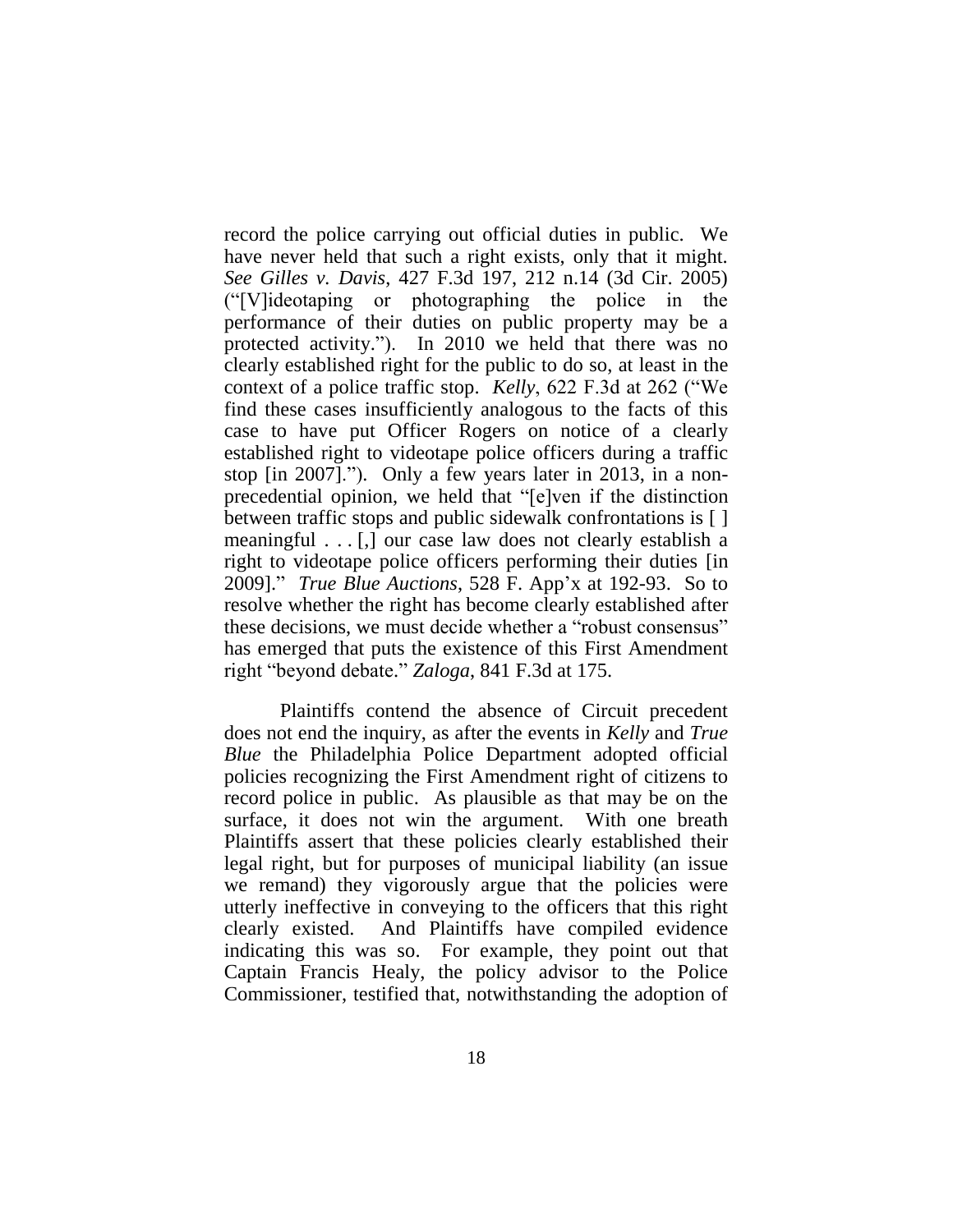record the police carrying out official duties in public. We have never held that such a right exists, only that it might. *See Gilles v. Davis*, 427 F.3d 197, 212 n.14 (3d Cir. 2005) ("[V]ideotaping or photographing the police in the performance of their duties on public property may be a protected activity."). In 2010 we held that there was no clearly established right for the public to do so, at least in the context of a police traffic stop. *Kelly*, 622 F.3d at 262 ("We find these cases insufficiently analogous to the facts of this case to have put Officer Rogers on notice of a clearly established right to videotape police officers during a traffic stop [in 2007]."). Only a few years later in 2013, in a non-precedential opinion, we held that "[e]ven if the distinction between traffic stops and public sidewalk confrontations is [ ] meaningful . . . [,] our case law does not clearly establish a right to videotape police officers performing their duties [in 2009]." *True Blue Auctions*, 528 F. App'x at 192-93. So to resolve whether the right has become clearly established after these decisions, we must decide whether a "robust consensus" has emerged that puts the existence of this First Amendment right "beyond debate." *Zaloga*, 841 F.3d at 175.

Plaintiffs contend the absence of Circuit precedent does not end the inquiry, as after the events in *Kelly* and *True Blue* the Philadelphia Police Department adopted official policies recognizing the First Amendment right of citizens to record police in public. As plausible as that may be on the surface, it does not win the argument. With one breath Plaintiffs assert that these policies clearly established their legal right, but for purposes of municipal liability (an issue we remand) they vigorously argue that the policies were utterly ineffective in conveying to the officers that this right clearly existed. And Plaintiffs have compiled evidence indicating this was so. For example, they point out that Captain Francis Healy, the policy advisor to the Police Commissioner, testified that, notwithstanding the adoption of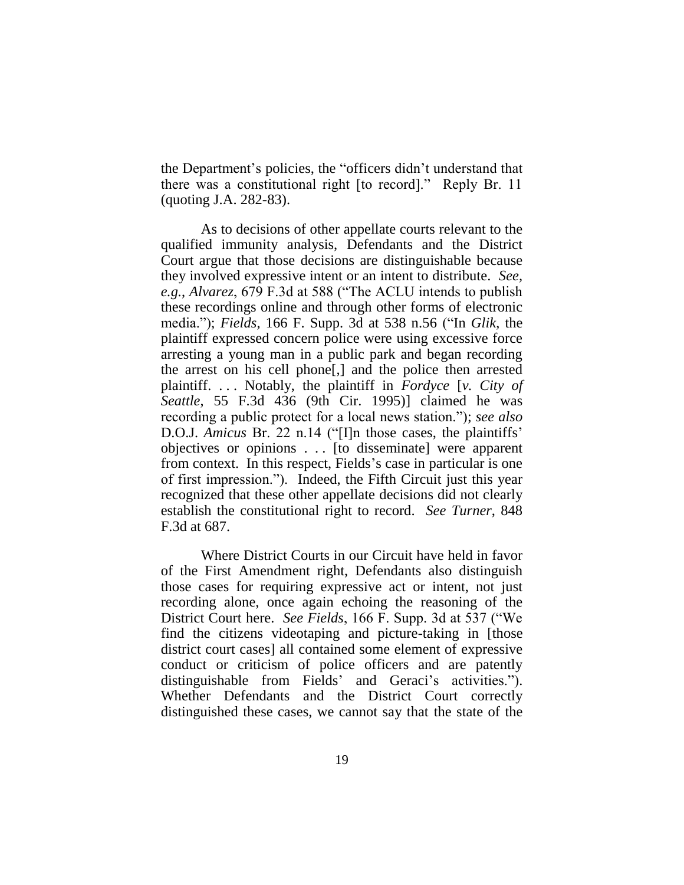the Department's policies, the "officers didn't understand that there was a constitutional right [to record]." Reply Br. 11 (quoting J.A. 282-83).

As to decisions of other appellate courts relevant to the qualified immunity analysis, Defendants and the District Court argue that those decisions are distinguishable because they involved expressive intent or an intent to distribute. *See, e.g.*, *Alvarez*, 679 F.3d at 588 ("The ACLU intends to publish these recordings online and through other forms of electronic media."); *Fields*, 166 F. Supp. 3d at 538 n.56 ("In *Glik*, the plaintiff expressed concern police were using excessive force arresting a young man in a public park and began recording the arrest on his cell phone[,] and the police then arrested plaintiff. . . . Notably, the plaintiff in *Fordyce* [*v. City of Seattle*, 55 F.3d 436 (9th Cir. 1995)] claimed he was recording a public protect for a local news station."); *see also* D.O.J. *Amicus* Br. 22 n.14 ("[I]n those cases, the plaintiffs' objectives or opinions . . . [to disseminate] were apparent from context. In this respect, Fields's case in particular is one of first impression."). Indeed, the Fifth Circuit just this year recognized that these other appellate decisions did not clearly establish the constitutional right to record. *See Turner*, 848 F.3d at 687.

Where District Courts in our Circuit have held in favor of the First Amendment right, Defendants also distinguish those cases for requiring expressive act or intent, not just recording alone, once again echoing the reasoning of the District Court here. *See Fields*, 166 F. Supp. 3d at 537 ("We find the citizens videotaping and picture-taking in [those district court cases] all contained some element of expressive conduct or criticism of police officers and are patently distinguishable from Fields' and Geraci's activities."). Whether Defendants and the District Court correctly distinguished these cases, we cannot say that the state of the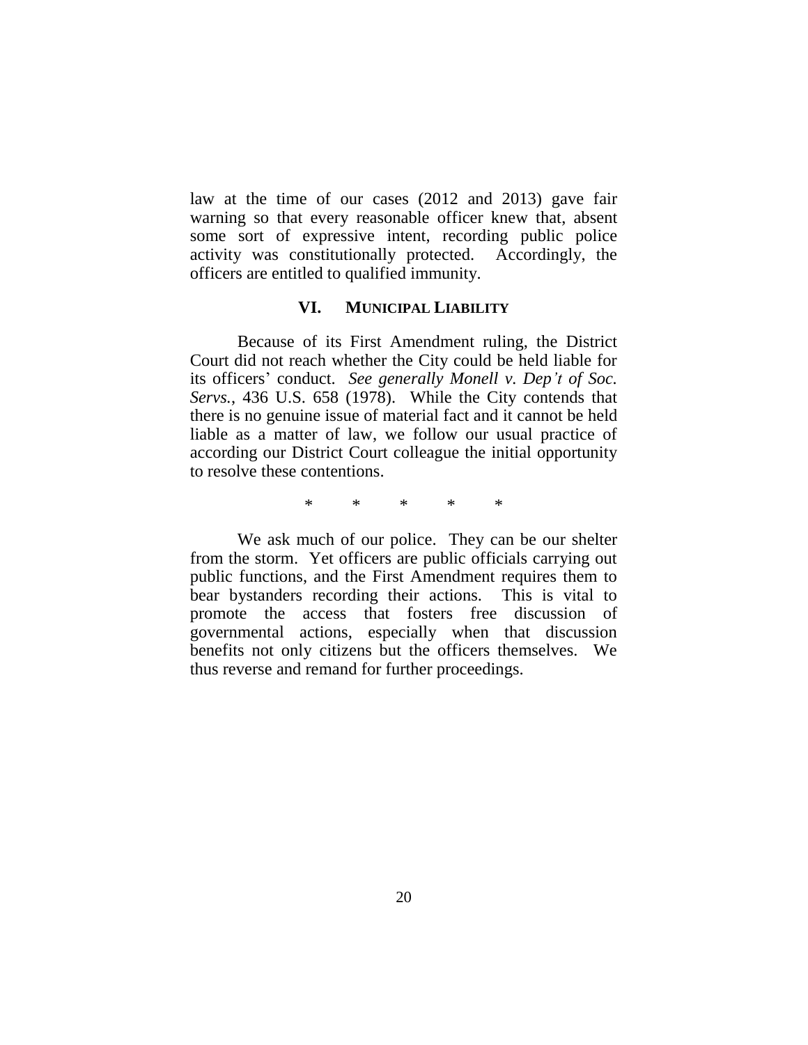law at the time of our cases (2012 and 2013) gave fair warning so that every reasonable officer knew that, absent some sort of expressive intent, recording public police activity was constitutionally protected. Accordingly, the officers are entitled to qualified immunity.

## VI. MUNICIPAL LIABILITY

Because of its First Amendment ruling, the District Court did not reach whether the City could be held liable for its officers' conduct. *See generally Monell v. Dep't of Soc. Servs.*, 436 U.S. 658 (1978). While the City contends that there is no genuine issue of material fact and it cannot be held liable as a matter of law, we follow our usual practice of according our District Court colleague the initial opportunity to resolve these contentions.

\* \* \* \* \*

We ask much of our police. They can be our shelter from the storm. Yet officers are public officials carrying out public functions, and the First Amendment requires them to bear bystanders recording their actions. This is vital to promote the access that fosters free discussion of governmental actions, especially when that discussion benefits not only citizens but the officers themselves. We thus reverse and remand for further proceedings.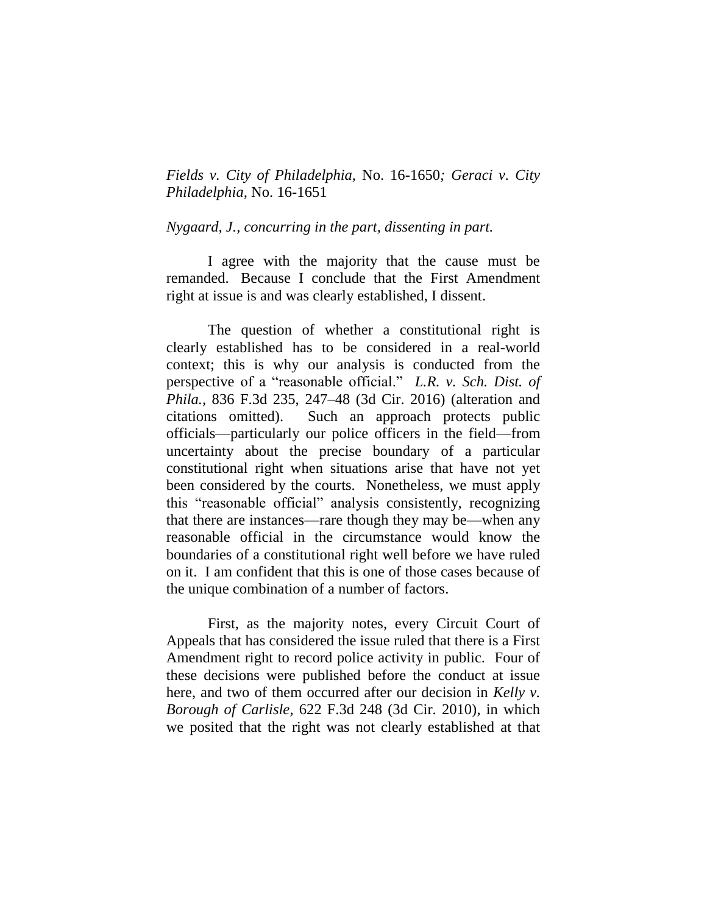*Fields v. City of Philadelphia*, No. 16-1650*; Geraci v. City Philadelphia*, No. 16-1651

*Nygaard, J., concurring in the part, dissenting in part.*

I agree with the majority that the cause must be remanded. Because I conclude that the First Amendment right at issue is and was clearly established, I dissent.

The question of whether a constitutional right is clearly established has to be considered in a real-world context; this is why our analysis is conducted from the perspective of a "reasonable official." *L.R. v. Sch. Dist. of Phila.*, 836 F.3d 235, 247–48 (3d Cir. 2016) (alteration and citations omitted). Such an approach protects public officials—particularly our police officers in the field—from uncertainty about the precise boundary of a particular constitutional right when situations arise that have not yet been considered by the courts. Nonetheless, we must apply this "reasonable official" analysis consistently, recognizing that there are instances—rare though they may be—when any reasonable official in the circumstance would know the boundaries of a constitutional right well before we have ruled on it. I am confident that this is one of those cases because of the unique combination of a number of factors.

First, as the majority notes, every Circuit Court of Appeals that has considered the issue ruled that there is a First Amendment right to record police activity in public. Four of these decisions were published before the conduct at issue here, and two of them occurred after our decision in *Kelly v. Borough of Carlisle*, 622 F.3d 248 (3d Cir. 2010), in which we posited that the right was not clearly established at that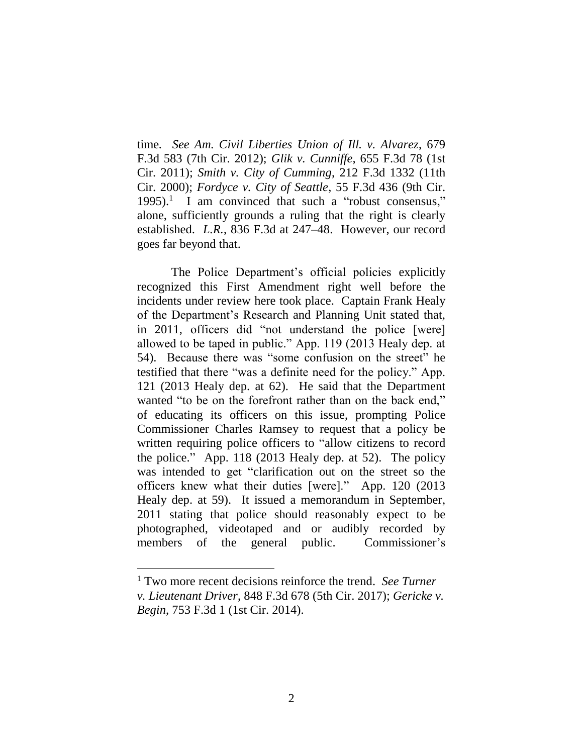time. *See Am. Civil Liberties Union of Ill. v. Alvarez*, 679 F.3d 583 (7th Cir. 2012); *Glik v. Cunniffe*, 655 F.3d 78 (1st Cir. 2011); *Smith v. City of Cumming*, 212 F.3d 1332 (11th Cir. 2000); *Fordyce v. City of Seattle*, 55 F.3d 436 (9th Cir. 1995).[1] I am convinced that such a "robust consensus," alone, sufficiently grounds a ruling that the right is clearly established. *L.R.*, 836 F.3d at 247–48. However, our record goes far beyond that.

The Police Department's official policies explicitly recognized this First Amendment right well before the incidents under review here took place. Captain Frank Healy of the Department's Research and Planning Unit stated that, in 2011, officers did "not understand the police [were] allowed to be taped in public." App. 119 (2013 Healy dep. at 54). Because there was "some confusion on the street" he testified that there "was a definite need for the policy." App. 121 (2013 Healy dep. at 62). He said that the Department wanted "to be on the forefront rather than on the back end," of educating its officers on this issue, prompting Police Commissioner Charles Ramsey to request that a policy be written requiring police officers to "allow citizens to record the police." App. 118 (2013 Healy dep. at 52). The policy was intended to get "clarification out on the street so the officers knew what their duties [were]." App. 120 (2013 Healy dep. at 59). It issued a memorandum in September, 2011 stating that police should reasonably expect to be photographed, videotaped and or audibly recorded by members of the general public. Commissioner's

[1] Two more recent decisions reinforce the trend. *See Turner v. Lieutenant Driver*, 848 F.3d 678 (5th Cir. 2017); *Gericke v. Begin*, 753 F.3d 1 (1st Cir. 2014).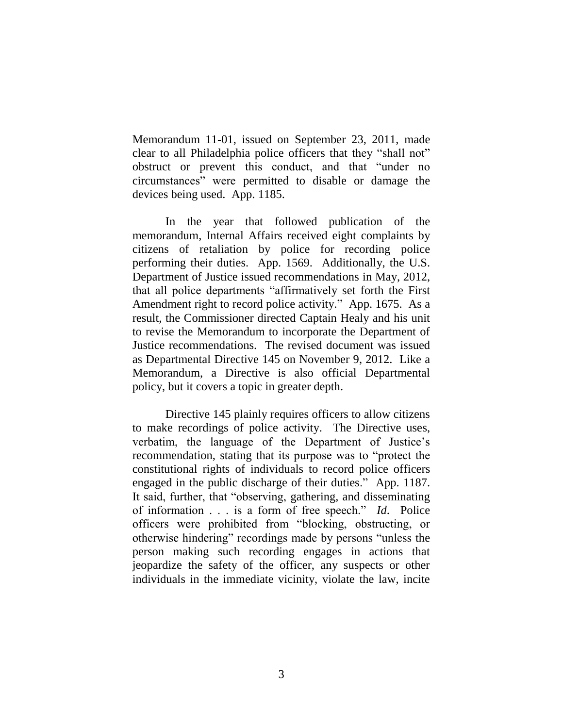Memorandum 11-01, issued on September 23, 2011, made clear to all Philadelphia police officers that they "shall not" obstruct or prevent this conduct, and that "under no circumstances" were permitted to disable or damage the devices being used. App. 1185.

In the year that followed publication of the memorandum, Internal Affairs received eight complaints by citizens of retaliation by police for recording police performing their duties. App. 1569. Additionally, the U.S. Department of Justice issued recommendations in May, 2012, that all police departments "affirmatively set forth the First Amendment right to record police activity." App. 1675. As a result, the Commissioner directed Captain Healy and his unit to revise the Memorandum to incorporate the Department of Justice recommendations. The revised document was issued as Departmental Directive 145 on November 9, 2012. Like a Memorandum, a Directive is also official Departmental policy, but it covers a topic in greater depth.

Directive 145 plainly requires officers to allow citizens to make recordings of police activity. The Directive uses, verbatim, the language of the Department of Justice's recommendation, stating that its purpose was to "protect the constitutional rights of individuals to record police officers engaged in the public discharge of their duties." App. 1187. It said, further, that "observing, gathering, and disseminating of information . . . is a form of free speech." *Id*. Police officers were prohibited from "blocking, obstructing, or otherwise hindering" recordings made by persons "unless the person making such recording engages in actions that jeopardize the safety of the officer, any suspects or other individuals in the immediate vicinity, violate the law, incite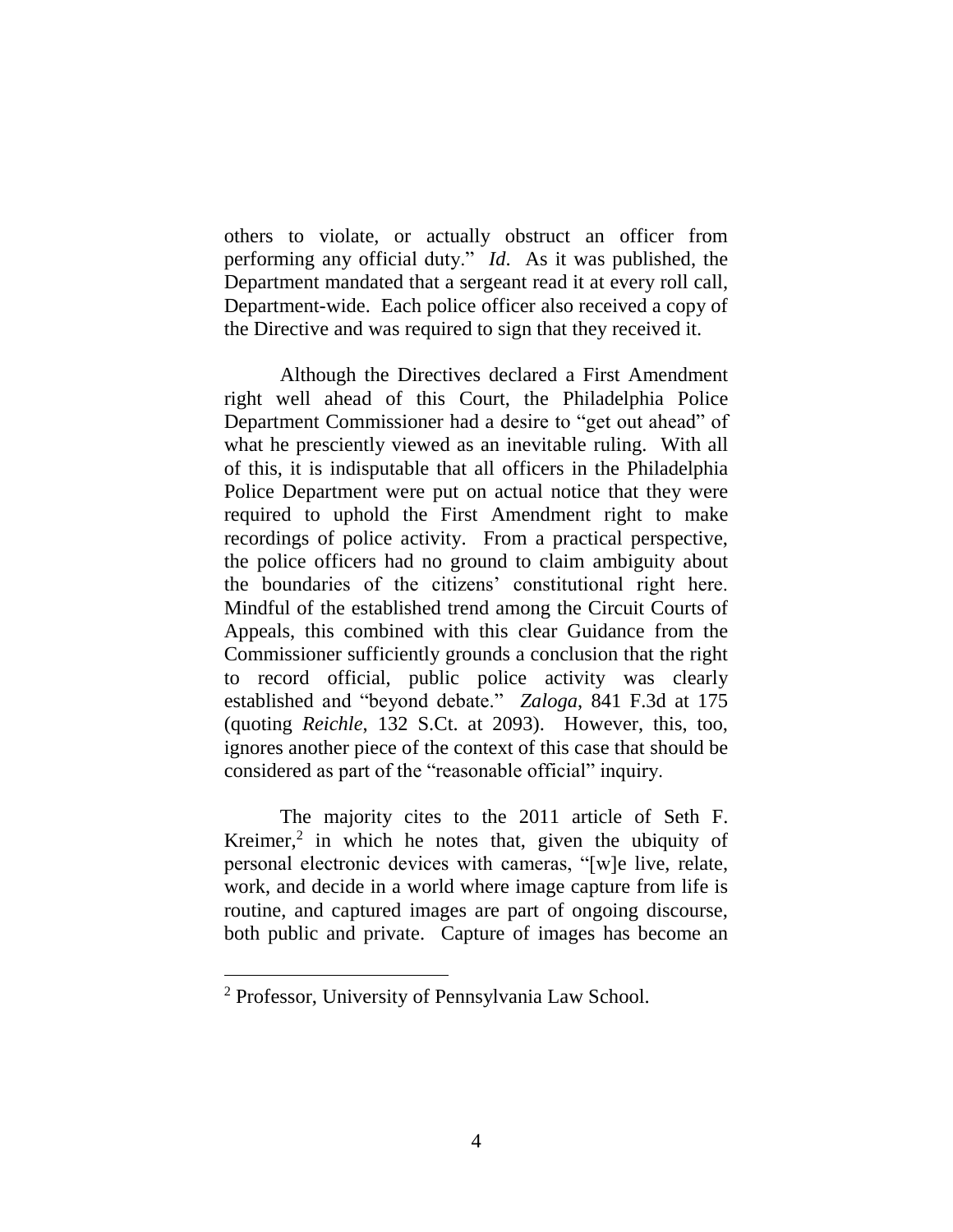others to violate, or actually obstruct an officer from performing any official duty." *Id*. As it was published, the Department mandated that a sergeant read it at every roll call, Department-wide. Each police officer also received a copy of the Directive and was required to sign that they received it.

Although the Directives declared a First Amendment right well ahead of this Court, the Philadelphia Police Department Commissioner had a desire to "get out ahead" of what he presciently viewed as an inevitable ruling. With all of this, it is indisputable that all officers in the Philadelphia Police Department were put on actual notice that they were required to uphold the First Amendment right to make recordings of police activity. From a practical perspective, the police officers had no ground to claim ambiguity about the boundaries of the citizens' constitutional right here. Mindful of the established trend among the Circuit Courts of Appeals, this combined with this clear Guidance from the Commissioner sufficiently grounds a conclusion that the right to record official, public police activity was clearly established and "beyond debate." *Zaloga*, 841 F.3d at 175 (quoting *Reichle*, 132 S.Ct. at 2093). However, this, too, ignores another piece of the context of this case that should be considered as part of the "reasonable official" inquiry.

The majority cites to the 2011 article of Seth F. Kreimer,[2] in which he notes that, given the ubiquity of personal electronic devices with cameras, "[w]e live, relate, work, and decide in a world where image capture from life is routine, and captured images are part of ongoing discourse, both public and private. Capture of images has become an

[2] Professor, University of Pennsylvania Law School.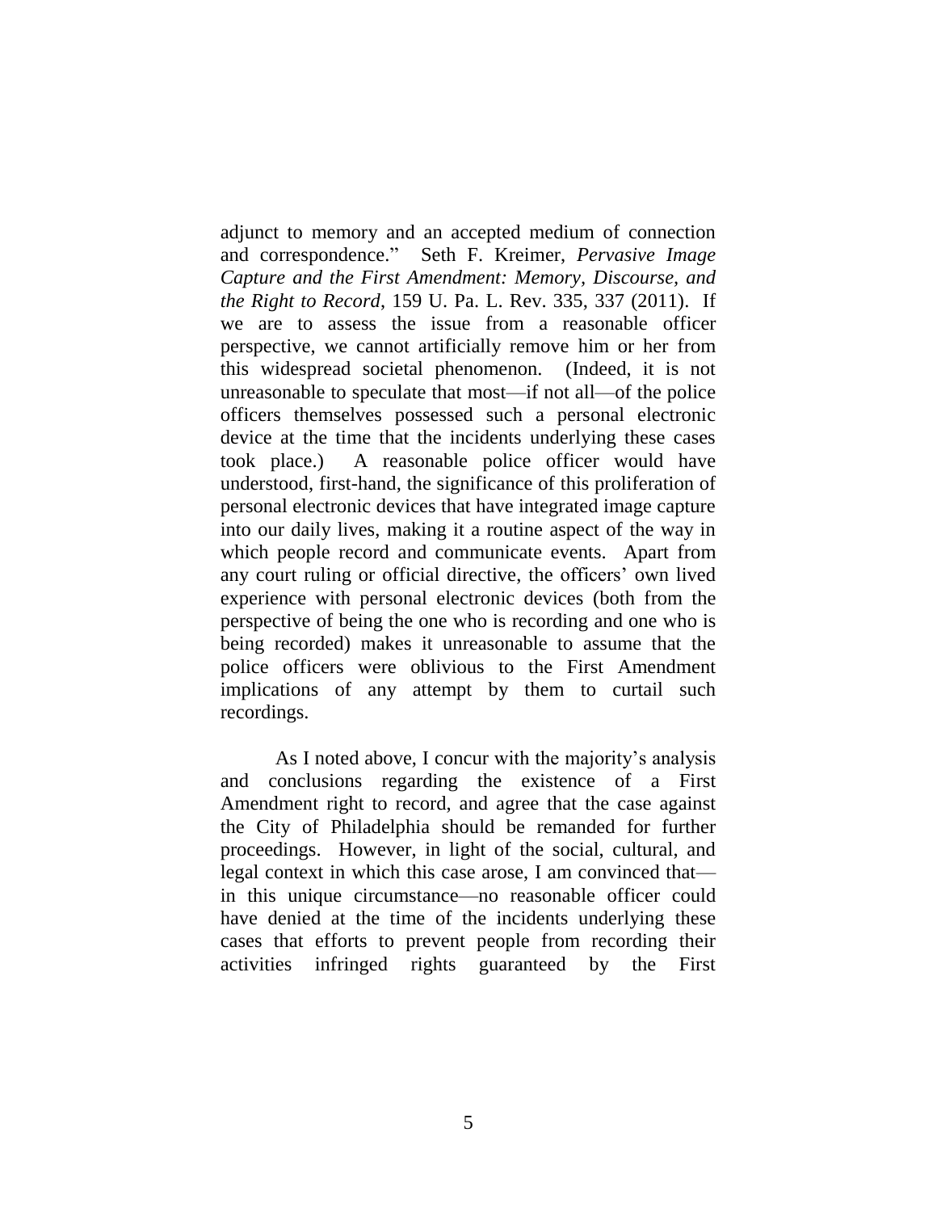adjunct to memory and an accepted medium of connection and correspondence." Seth F. Kreimer, *Pervasive Image Capture and the First Amendment: Memory, Discourse, and the Right to Record*, 159 U. Pa. L. Rev. 335, 337 (2011). If we are to assess the issue from a reasonable officer perspective, we cannot artificially remove him or her from this widespread societal phenomenon. (Indeed, it is not unreasonable to speculate that most—if not all—of the police officers themselves possessed such a personal electronic device at the time that the incidents underlying these cases took place.) A reasonable police officer would have understood, first-hand, the significance of this proliferation of personal electronic devices that have integrated image capture into our daily lives, making it a routine aspect of the way in which people record and communicate events. Apart from any court ruling or official directive, the officers' own lived experience with personal electronic devices (both from the perspective of being the one who is recording and one who is being recorded) makes it unreasonable to assume that the police officers were oblivious to the First Amendment implications of any attempt by them to curtail such recordings.

As I noted above, I concur with the majority's analysis and conclusions regarding the existence of a First Amendment right to record, and agree that the case against the City of Philadelphia should be remanded for further proceedings. However, in light of the social, cultural, and legal context in which this case arose, I am convinced that—in this unique circumstance—no reasonable officer could have denied at the time of the incidents underlying these cases that efforts to prevent people from recording their activities infringed rights guaranteed by the First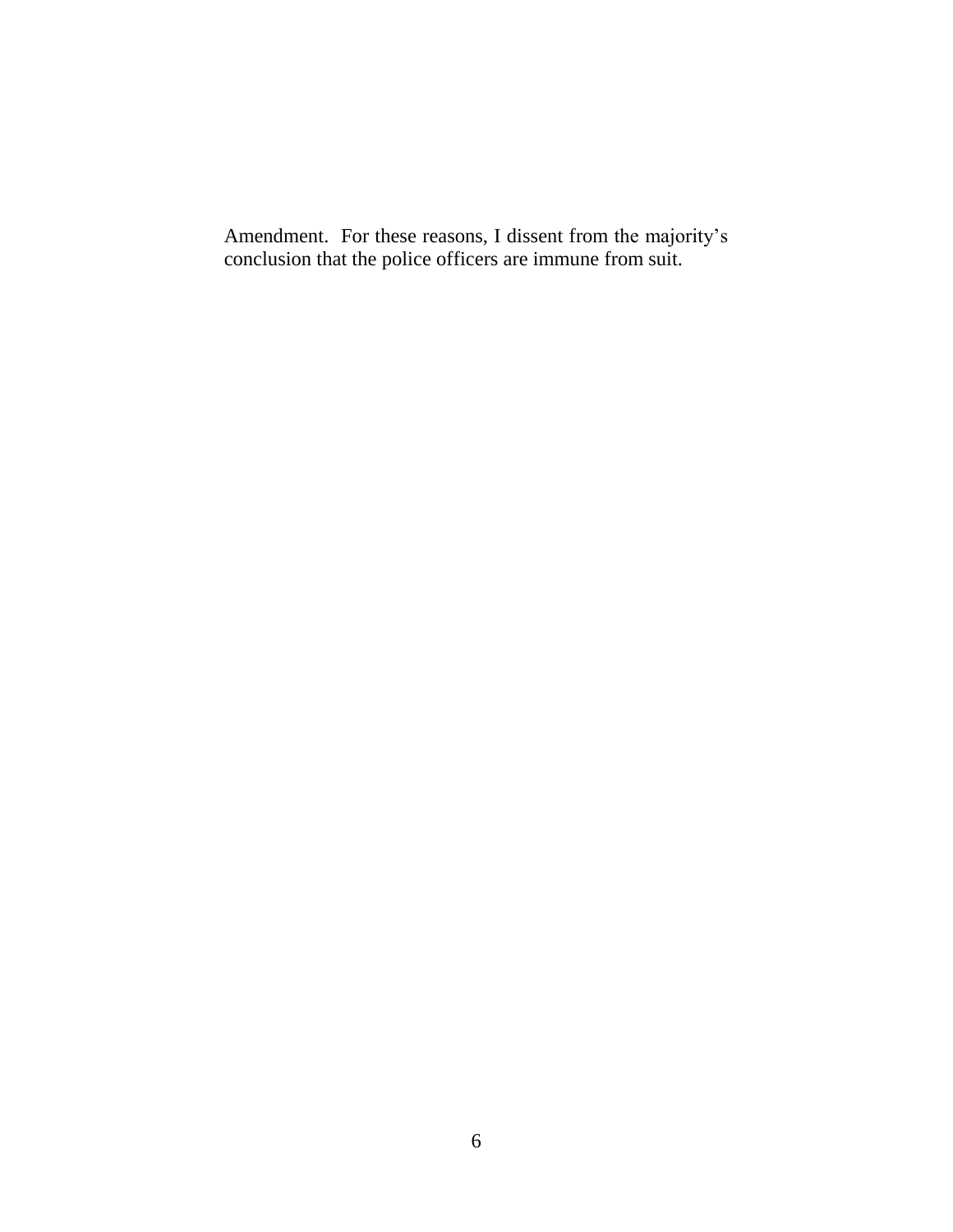Amendment. For these reasons, I dissent from the majority's conclusion that the police officers are immune from suit.